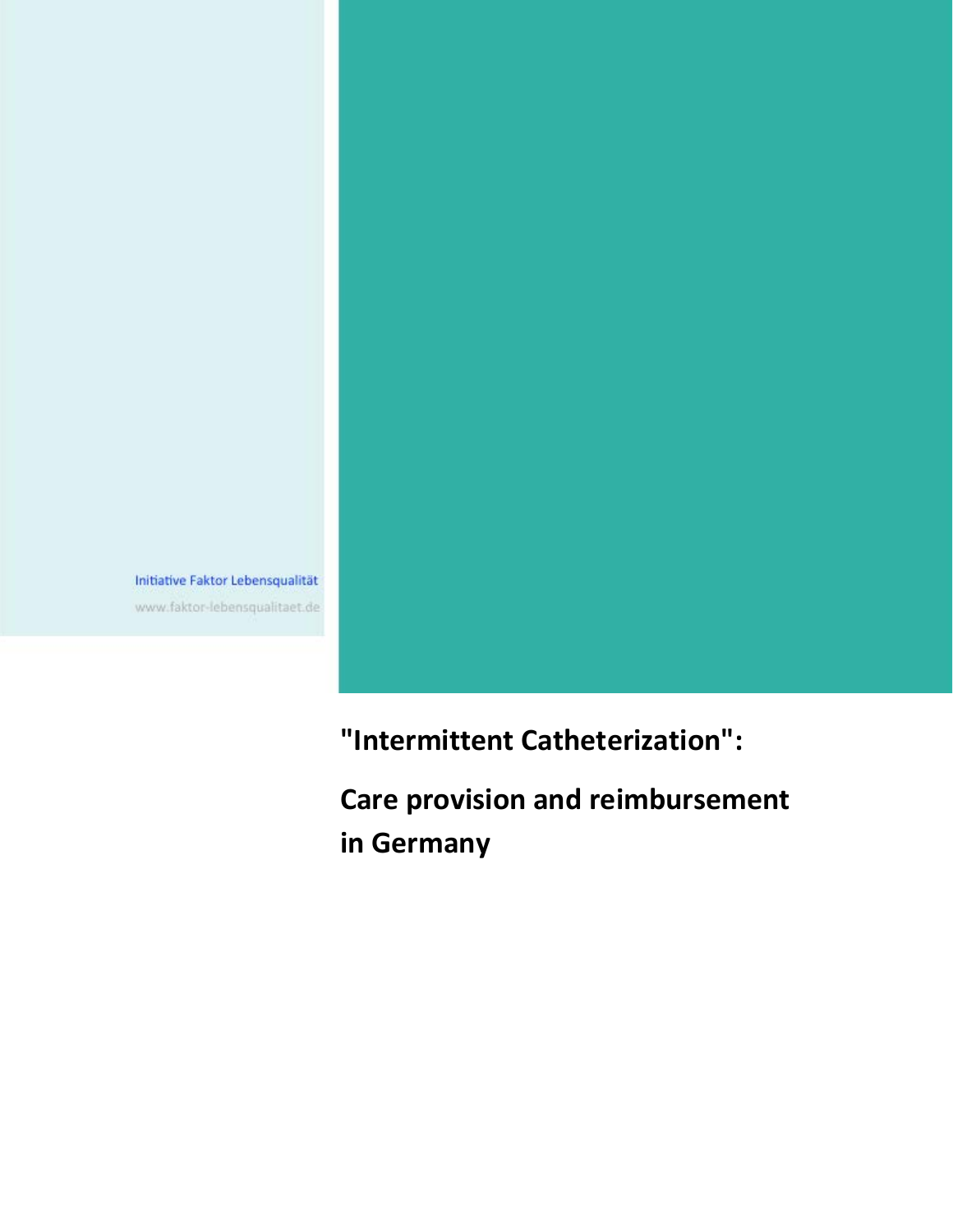Initiative Faktor Lebensqualität

www.faktor-lebensqualitaet.de

# "Intermittent Catheterization":

# Care provision and reimbursement in Germany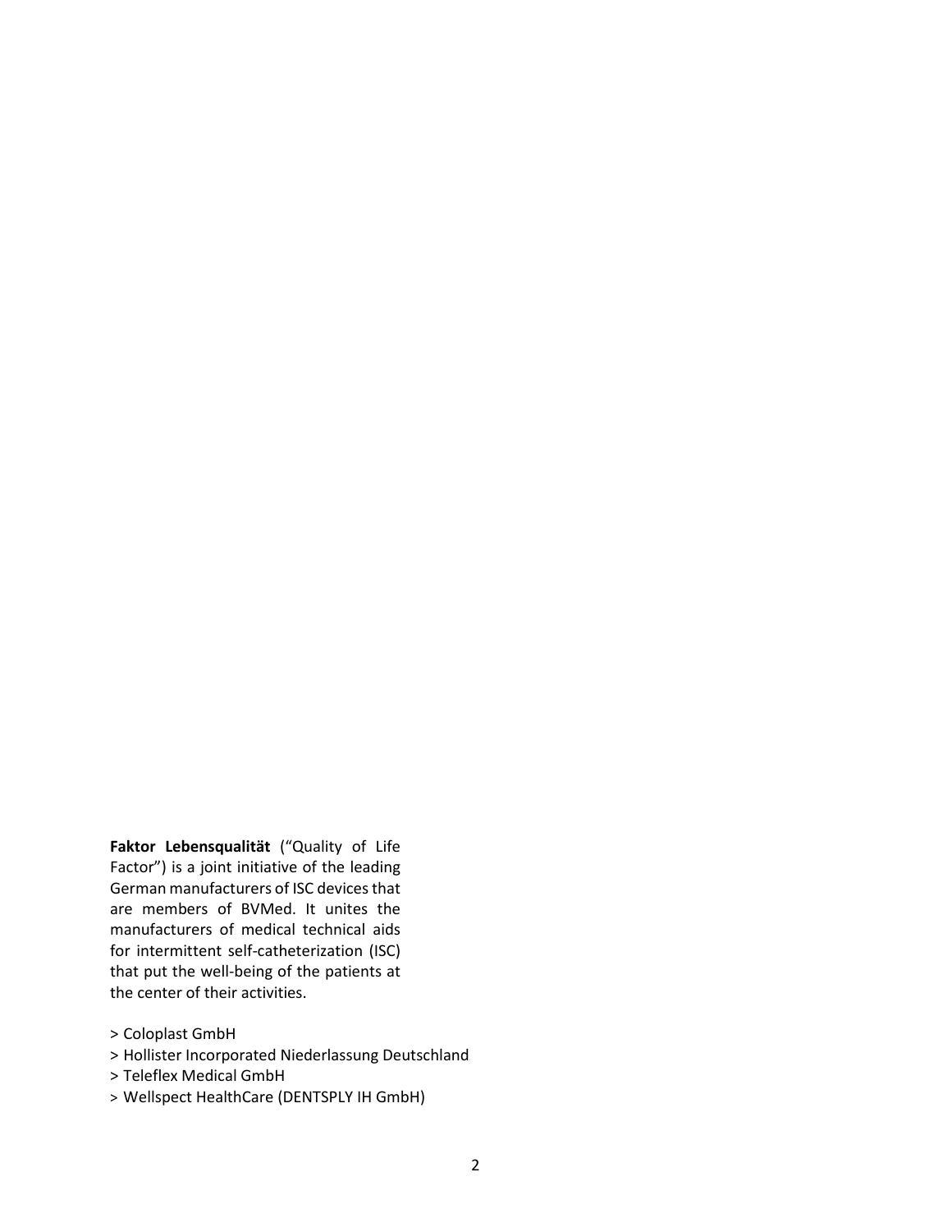**Faktor Lebensqualität** ("Quality of Life Factor") is a joint initiative of the leading German manufacturers of ISC devices that are members of BVMed. It unites the manufacturers of medical technical aids for intermittent self-catheterization (ISC) that put the well-being of the patients at the center of their activities.

> Coloplast GmbH
> Hollister Incorporated Niederlassung Deutschland
> Teleflex Medical GmbH
> Wellspect HealthCare (DENTSPLY IH GmbH)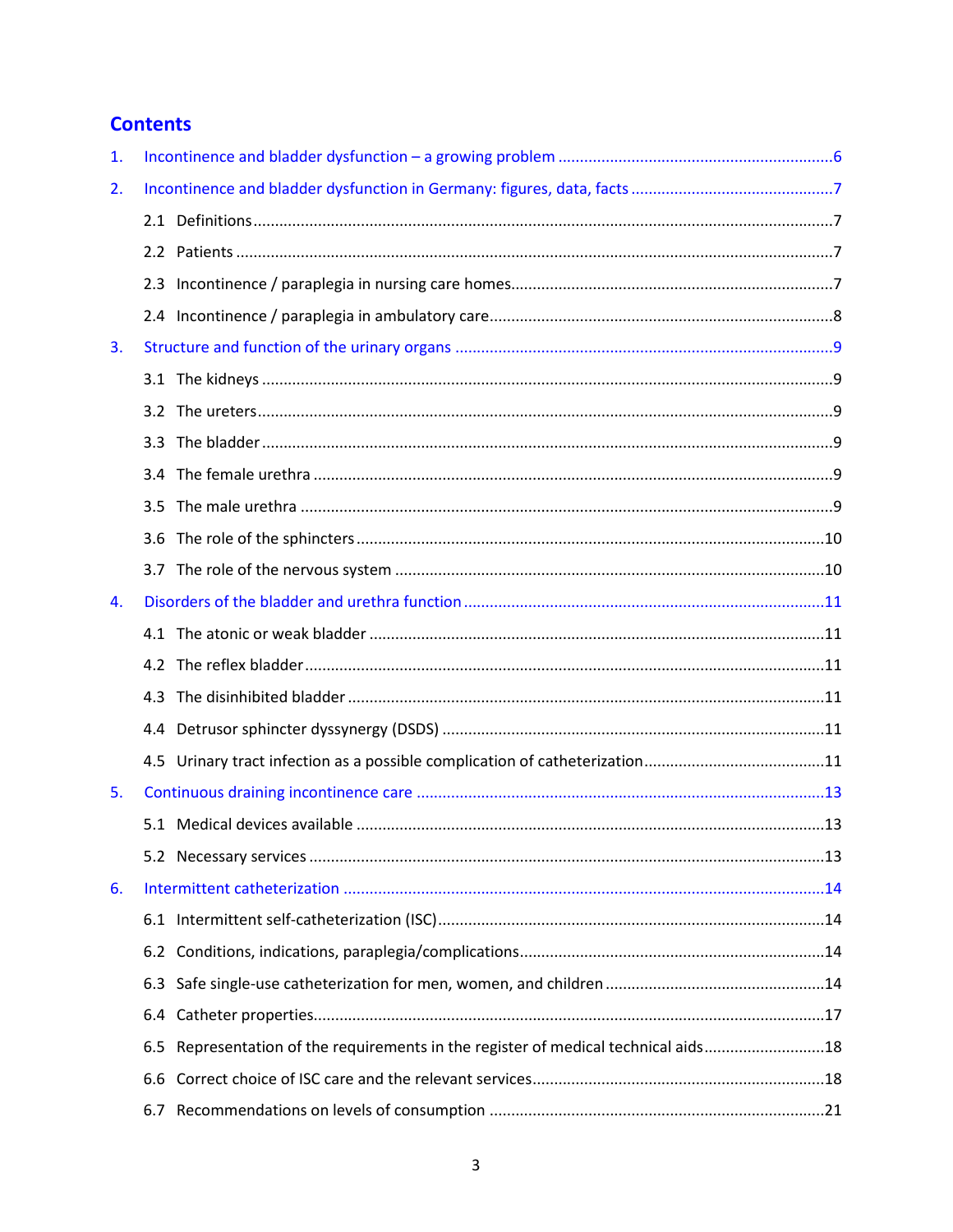# Contents

1. Incontinence and bladder dysfunction – a growing problem ............................................................... 6
2. Incontinence and bladder dysfunction in Germany: figures, data, facts .............................................. 7
   - 2.1 Definitions ....................................................................................................................................... 7
   - 2.2 Patients ........................................................................................................................................... 7
   - 2.3 Incontinence / paraplegia in nursing care homes .......................................................................... 7
   - 2.4 Incontinence / paraplegia in ambulatory care ............................................................................... 8
3. Structure and function of the urinary organs ...................................................................................... 9
   - 3.1 The kidneys ..................................................................................................................................... 9
   - 3.2 The ureters ...................................................................................................................................... 9
   - 3.3 The bladder ..................................................................................................................................... 9
   - 3.4 The female urethra ......................................................................................................................... 9
   - 3.5 The male urethra ............................................................................................................................ 9
   - 3.6 The role of the sphincters ............................................................................................................. 10
   - 3.7 The role of the nervous system .................................................................................................... 10
4. Disorders of the bladder and urethra function .................................................................................. 11
   - 4.1 The atonic or weak bladder ........................................................................................................... 11
   - 4.2 The reflex bladder ......................................................................................................................... 11
   - 4.3 The disinhibited bladder ............................................................................................................... 11
   - 4.4 Detrusor sphincter dyssynergy (DSDS) ......................................................................................... 11
   - 4.5 Urinary tract infection as a possible complication of catheterization .......................................... 11
5. Continuous draining incontinence care ............................................................................................. 13
   - 5.1 Medical devices available ............................................................................................................. 13
   - 5.2 Necessary services ........................................................................................................................ 13
6. Intermittent catheterization .............................................................................................................. 14
   - 6.1 Intermittent self-catheterization (ISC) .......................................................................................... 14
   - 6.2 Conditions, indications, paraplegia/complications ....................................................................... 14
   - 6.3 Safe single-use catheterization for men, women, and children .................................................... 14
   - 6.4 Catheter properties ....................................................................................................................... 17
   - 6.5 Representation of the requirements in the register of medical technical aids ............................ 18
   - 6.6 Correct choice of ISC care and the relevant services .................................................................... 18
   - 6.7 Recommendations on levels of consumption ............................................................................... 21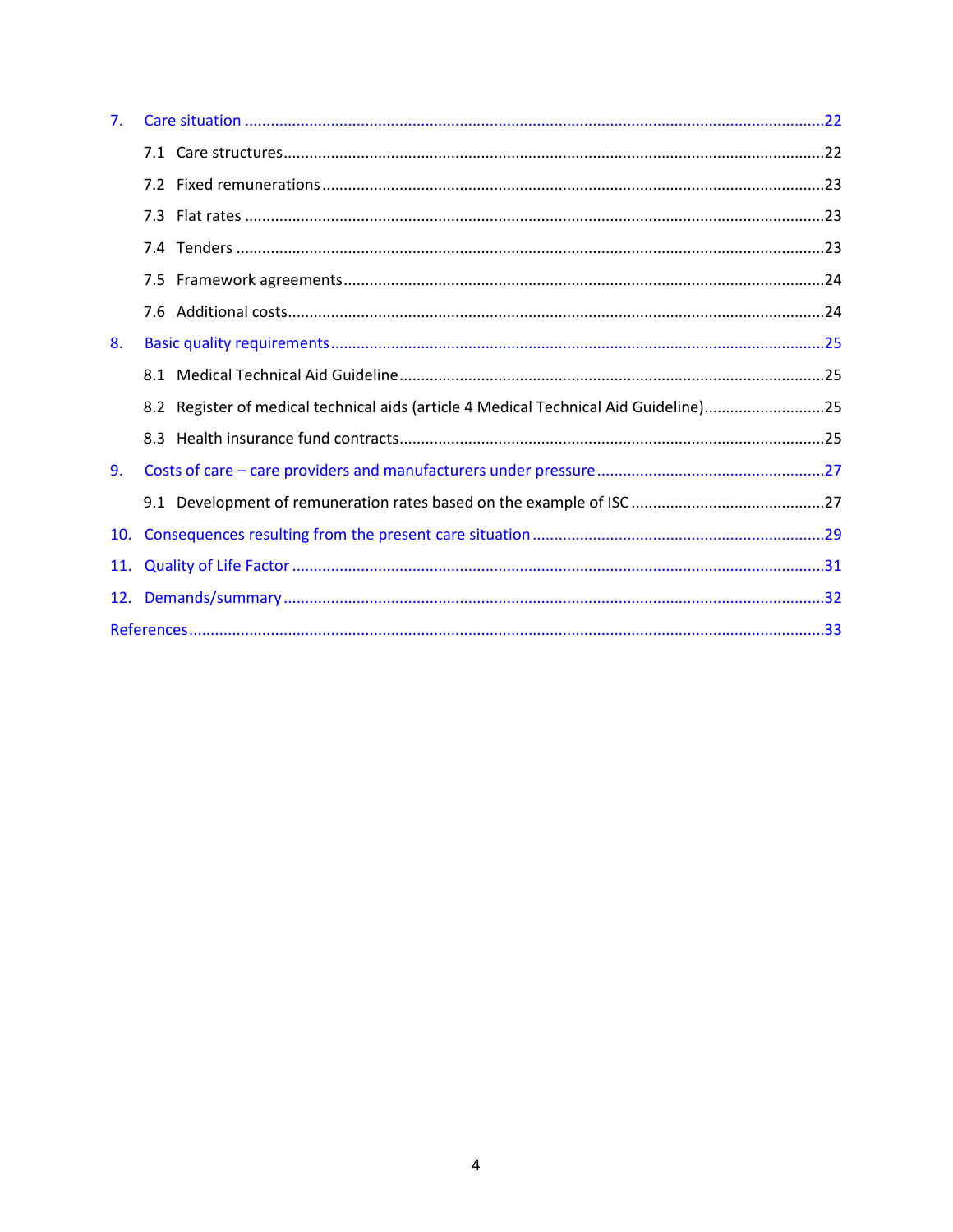7. Care situation ....................................................................................................................22

   7.1 Care structures ..............................................................................................................22

   7.2 Fixed remunerations ......................................................................................................23

   7.3 Flat rates ........................................................................................................................23

   7.4 Tenders ..........................................................................................................................23

   7.5 Framework agreements .................................................................................................24

   7.6 Additional costs ..............................................................................................................24

8. Basic quality requirements ....................................................................................................25

   8.1 Medical Technical Aid Guideline ....................................................................................25

   8.2 Register of medical technical aids (article 4 Medical Technical Aid Guideline) ..............25

   8.3 Health insurance fund contracts ....................................................................................25

9. Costs of care – care providers and manufacturers under pressure ......................................27

   9.1 Development of remuneration rates based on the example of ISC ..............................27

10. Consequences resulting from the present care situation ....................................................29

11. Quality of Life Factor ............................................................................................................31

12. Demands/summary ..............................................................................................................32

References ..................................................................................................................................33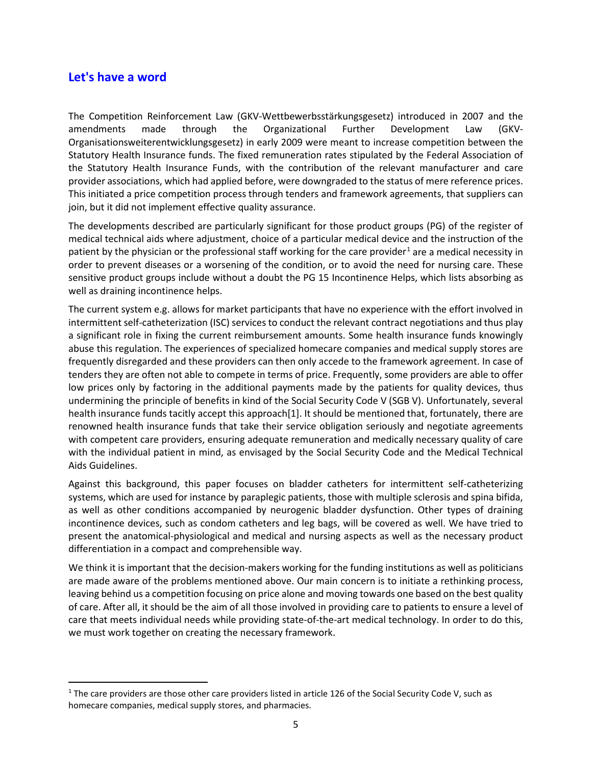## Let's have a word

The Competition Reinforcement Law (GKV-Wettbewerbsstärkungsgesetz) introduced in 2007 and the amendments made through the Organizational Further Development Law (GKV-Organisationsweiterentwicklungsgesetz) in early 2009 were meant to increase competition between the Statutory Health Insurance funds. The fixed remuneration rates stipulated by the Federal Association of the Statutory Health Insurance Funds, with the contribution of the relevant manufacturer and care provider associations, which had applied before, were downgraded to the status of mere reference prices. This initiated a price competition process through tenders and framework agreements, that suppliers can join, but it did not implement effective quality assurance.

The developments described are particularly significant for those product groups (PG) of the register of medical technical aids where adjustment, choice of a particular medical device and the instruction of the patient by the physician or the professional staff working for the care provider[1] are a medical necessity in order to prevent diseases or a worsening of the condition, or to avoid the need for nursing care. These sensitive product groups include without a doubt the PG 15 Incontinence Helps, which lists absorbing as well as draining incontinence helps.

The current system e.g. allows for market participants that have no experience with the effort involved in intermittent self-catheterization (ISC) services to conduct the relevant contract negotiations and thus play a significant role in fixing the current reimbursement amounts. Some health insurance funds knowingly abuse this regulation. The experiences of specialized homecare companies and medical supply stores are frequently disregarded and these providers can then only accede to the framework agreement. In case of tenders they are often not able to compete in terms of price. Frequently, some providers are able to offer low prices only by factoring in the additional payments made by the patients for quality devices, thus undermining the principle of benefits in kind of the Social Security Code V (SGB V). Unfortunately, several health insurance funds tacitly accept this approach[1]. It should be mentioned that, fortunately, there are renowned health insurance funds that take their service obligation seriously and negotiate agreements with competent care providers, ensuring adequate remuneration and medically necessary quality of care with the individual patient in mind, as envisaged by the Social Security Code and the Medical Technical Aids Guidelines.

Against this background, this paper focuses on bladder catheters for intermittent self-catheterizing systems, which are used for instance by paraplegic patients, those with multiple sclerosis and spina bifida, as well as other conditions accompanied by neurogenic bladder dysfunction. Other types of draining incontinence devices, such as condom catheters and leg bags, will be covered as well. We have tried to present the anatomical-physiological and medical and nursing aspects as well as the necessary product differentiation in a compact and comprehensible way.

We think it is important that the decision-makers working for the funding institutions as well as politicians are made aware of the problems mentioned above. Our main concern is to initiate a rethinking process, leaving behind us a competition focusing on price alone and moving towards one based on the best quality of care. After all, it should be the aim of all those involved in providing care to patients to ensure a level of care that meets individual needs while providing state-of-the-art medical technology. In order to do this, we must work together on creating the necessary framework.

---

[1] The care providers are those other care providers listed in article 126 of the Social Security Code V, such as homecare companies, medical supply stores, and pharmacies.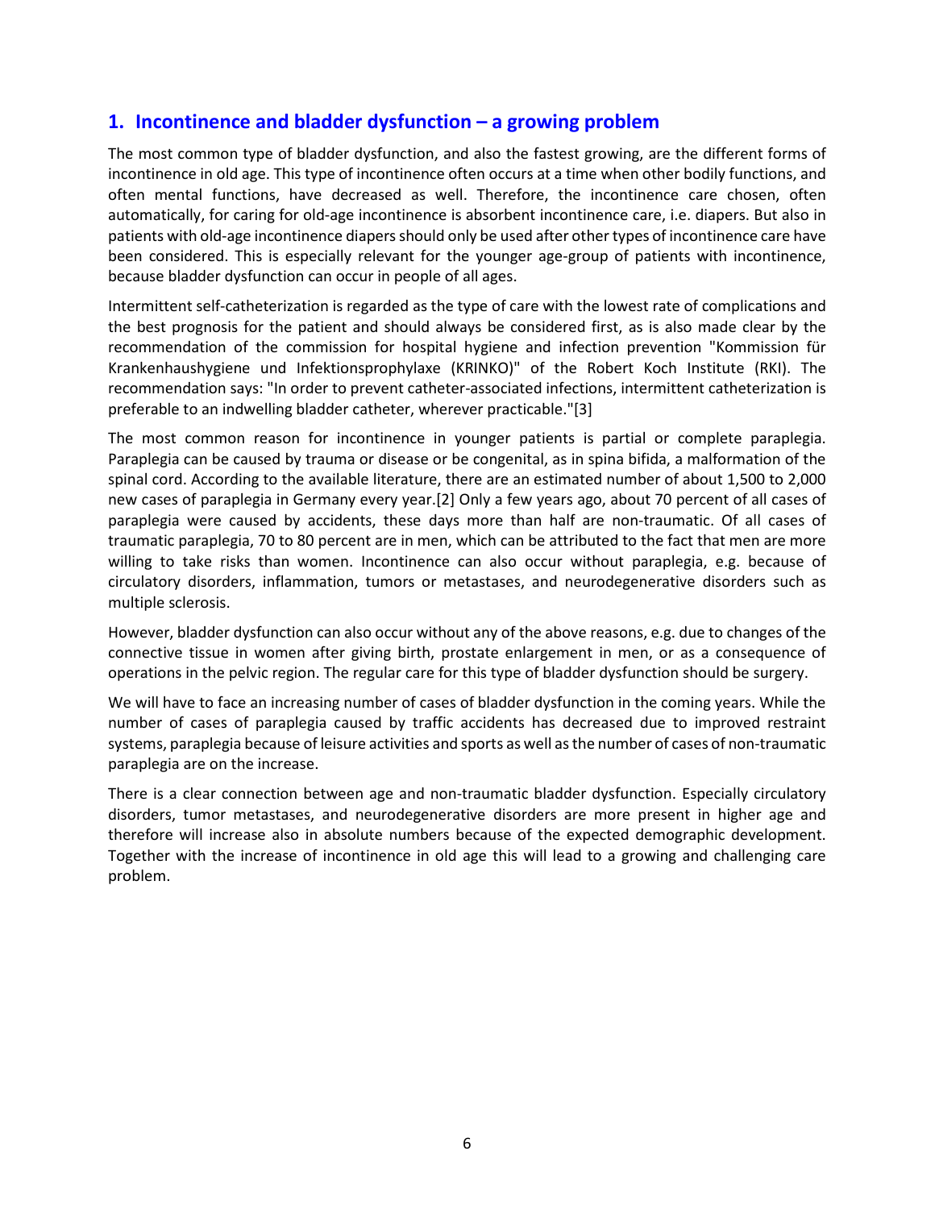## 1. Incontinence and bladder dysfunction – a growing problem

The most common type of bladder dysfunction, and also the fastest growing, are the different forms of incontinence in old age. This type of incontinence often occurs at a time when other bodily functions, and often mental functions, have decreased as well. Therefore, the incontinence care chosen, often automatically, for caring for old-age incontinence is absorbent incontinence care, i.e. diapers. But also in patients with old-age incontinence diapers should only be used after other types of incontinence care have been considered. This is especially relevant for the younger age-group of patients with incontinence, because bladder dysfunction can occur in people of all ages.

Intermittent self-catheterization is regarded as the type of care with the lowest rate of complications and the best prognosis for the patient and should always be considered first, as is also made clear by the recommendation of the commission for hospital hygiene and infection prevention "Kommission für Krankenhaushygiene und Infektionsprophylaxe (KRINKO)" of the Robert Koch Institute (RKI). The recommendation says: "In order to prevent catheter-associated infections, intermittent catheterization is preferable to an indwelling bladder catheter, wherever practicable."[3]

The most common reason for incontinence in younger patients is partial or complete paraplegia. Paraplegia can be caused by trauma or disease or be congenital, as in spina bifida, a malformation of the spinal cord. According to the available literature, there are an estimated number of about 1,500 to 2,000 new cases of paraplegia in Germany every year.[2] Only a few years ago, about 70 percent of all cases of paraplegia were caused by accidents, these days more than half are non-traumatic. Of all cases of traumatic paraplegia, 70 to 80 percent are in men, which can be attributed to the fact that men are more willing to take risks than women. Incontinence can also occur without paraplegia, e.g. because of circulatory disorders, inflammation, tumors or metastases, and neurodegenerative disorders such as multiple sclerosis.

However, bladder dysfunction can also occur without any of the above reasons, e.g. due to changes of the connective tissue in women after giving birth, prostate enlargement in men, or as a consequence of operations in the pelvic region. The regular care for this type of bladder dysfunction should be surgery.

We will have to face an increasing number of cases of bladder dysfunction in the coming years. While the number of cases of paraplegia caused by traffic accidents has decreased due to improved restraint systems, paraplegia because of leisure activities and sports as well as the number of cases of non-traumatic paraplegia are on the increase.

There is a clear connection between age and non-traumatic bladder dysfunction. Especially circulatory disorders, tumor metastases, and neurodegenerative disorders are more present in higher age and therefore will increase also in absolute numbers because of the expected demographic development. Together with the increase of incontinence in old age this will lead to a growing and challenging care problem.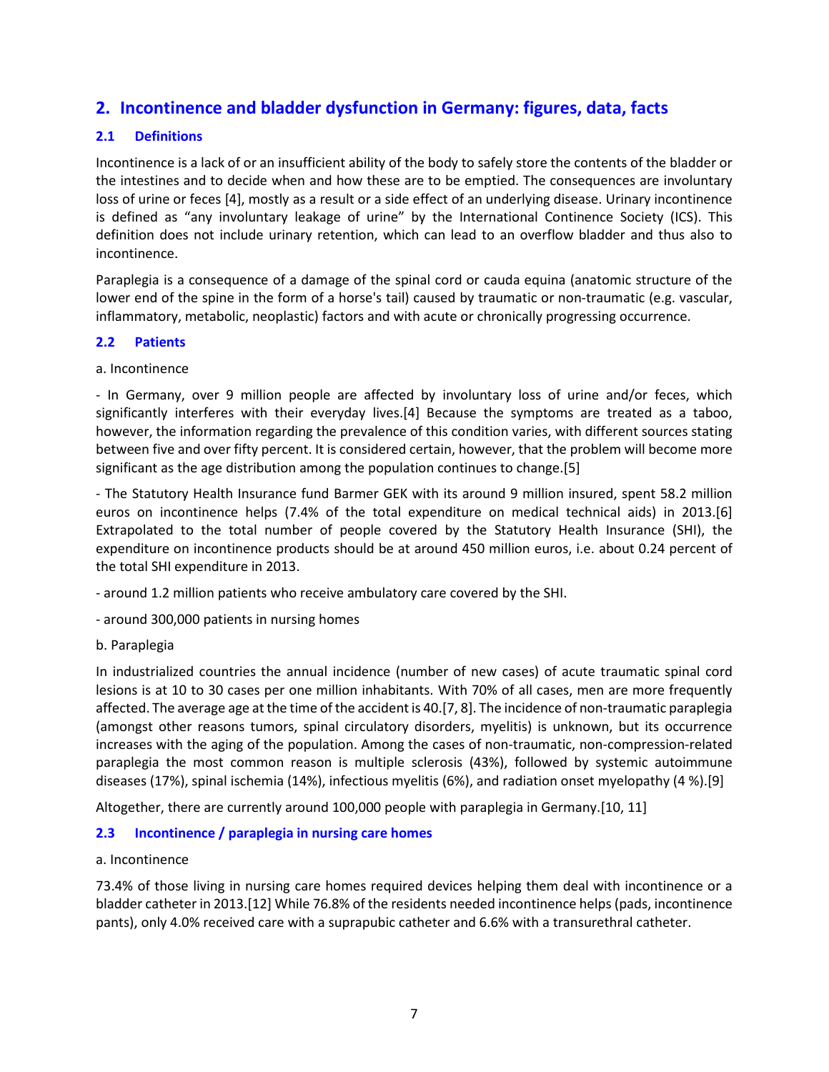# 2. Incontinence and bladder dysfunction in Germany: figures, data, facts

## 2.1 Definitions

Incontinence is a lack of or an insufficient ability of the body to safely store the contents of the bladder or the intestines and to decide when and how these are to be emptied. The consequences are involuntary loss of urine or feces [4], mostly as a result or a side effect of an underlying disease. Urinary incontinence is defined as "any involuntary leakage of urine" by the International Continence Society (ICS). This definition does not include urinary retention, which can lead to an overflow bladder and thus also to incontinence.

Paraplegia is a consequence of a damage of the spinal cord or cauda equina (anatomic structure of the lower end of the spine in the form of a horse's tail) caused by traumatic or non-traumatic (e.g. vascular, inflammatory, metabolic, neoplastic) factors and with acute or chronically progressing occurrence.

## 2.2 Patients

a. Incontinence

- In Germany, over 9 million people are affected by involuntary loss of urine and/or feces, which significantly interferes with their everyday lives.[4] Because the symptoms are treated as a taboo, however, the information regarding the prevalence of this condition varies, with different sources stating between five and over fifty percent. It is considered certain, however, that the problem will become more significant as the age distribution among the population continues to change.[5]

- The Statutory Health Insurance fund Barmer GEK with its around 9 million insured, spent 58.2 million euros on incontinence helps (7.4% of the total expenditure on medical technical aids) in 2013.[6] Extrapolated to the total number of people covered by the Statutory Health Insurance (SHI), the expenditure on incontinence products should be at around 450 million euros, i.e. about 0.24 percent of the total SHI expenditure in 2013.

- around 1.2 million patients who receive ambulatory care covered by the SHI.

- around 300,000 patients in nursing homes

b. Paraplegia

In industrialized countries the annual incidence (number of new cases) of acute traumatic spinal cord lesions is at 10 to 30 cases per one million inhabitants. With 70% of all cases, men are more frequently affected. The average age at the time of the accident is 40.[7, 8]. The incidence of non-traumatic paraplegia (amongst other reasons tumors, spinal circulatory disorders, myelitis) is unknown, but its occurrence increases with the aging of the population. Among the cases of non-traumatic, non-compression-related paraplegia the most common reason is multiple sclerosis (43%), followed by systemic autoimmune diseases (17%), spinal ischemia (14%), infectious myelitis (6%), and radiation onset myelopathy (4 %).[9]

Altogether, there are currently around 100,000 people with paraplegia in Germany.[10, 11]

## 2.3 Incontinence / paraplegia in nursing care homes

a. Incontinence

73.4% of those living in nursing care homes required devices helping them deal with incontinence or a bladder catheter in 2013.[12] While 76.8% of the residents needed incontinence helps (pads, incontinence pants), only 4.0% received care with a suprapubic catheter and 6.6% with a transurethral catheter.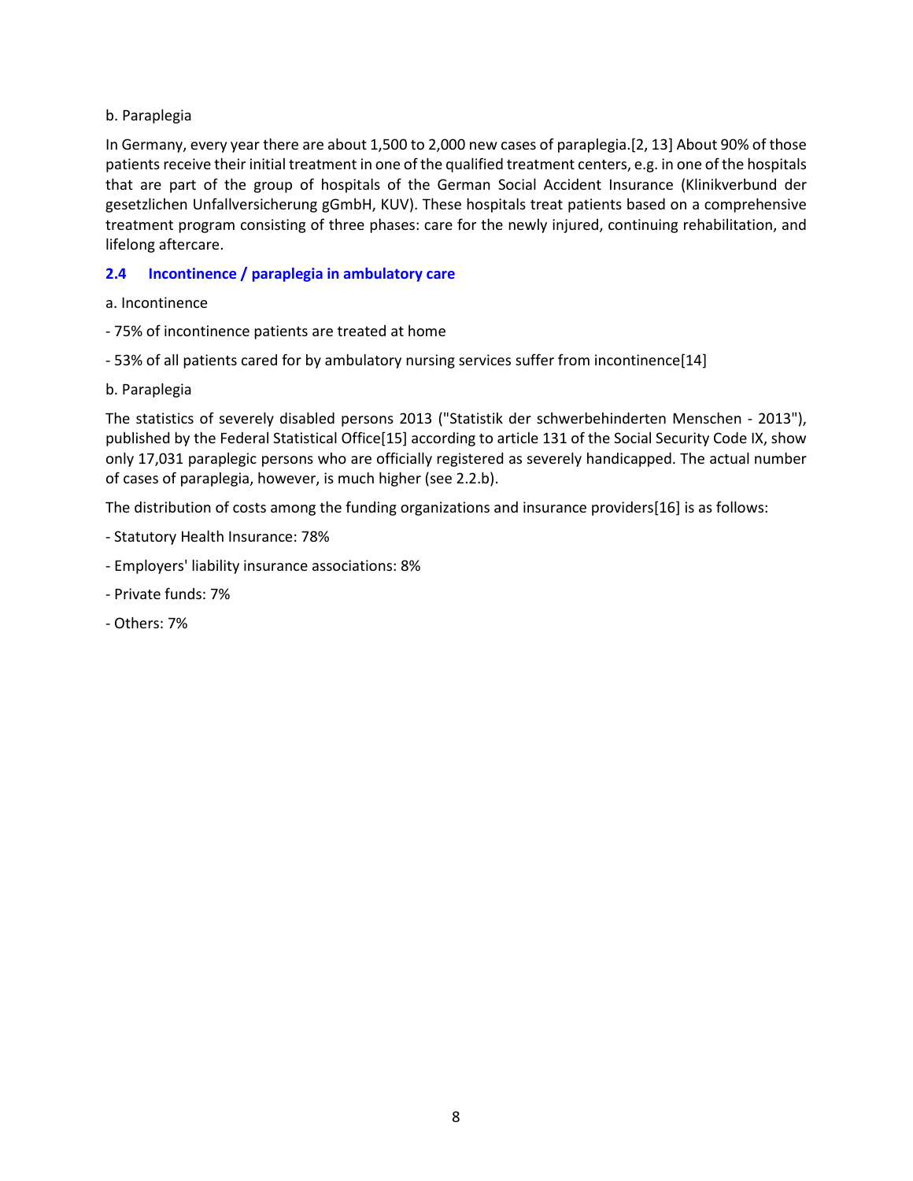b. Paraplegia

In Germany, every year there are about 1,500 to 2,000 new cases of paraplegia.[2, 13] About 90% of those patients receive their initial treatment in one of the qualified treatment centers, e.g. in one of the hospitals that are part of the group of hospitals of the German Social Accident Insurance (Klinikverbund der gesetzlichen Unfallversicherung gGmbH, KUV). These hospitals treat patients based on a comprehensive treatment program consisting of three phases: care for the newly injured, continuing rehabilitation, and lifelong aftercare.

## 2.4 Incontinence / paraplegia in ambulatory care

a. Incontinence

- 75% of incontinence patients are treated at home
- 53% of all patients cared for by ambulatory nursing services suffer from incontinence[14]

b. Paraplegia

The statistics of severely disabled persons 2013 ("Statistik der schwerbehinderten Menschen - 2013"), published by the Federal Statistical Office[15] according to article 131 of the Social Security Code IX, show only 17,031 paraplegic persons who are officially registered as severely handicapped. The actual number of cases of paraplegia, however, is much higher (see 2.2.b).

The distribution of costs among the funding organizations and insurance providers[16] is as follows:

- Statutory Health Insurance: 78%
- Employers' liability insurance associations: 8%
- Private funds: 7%
- Others: 7%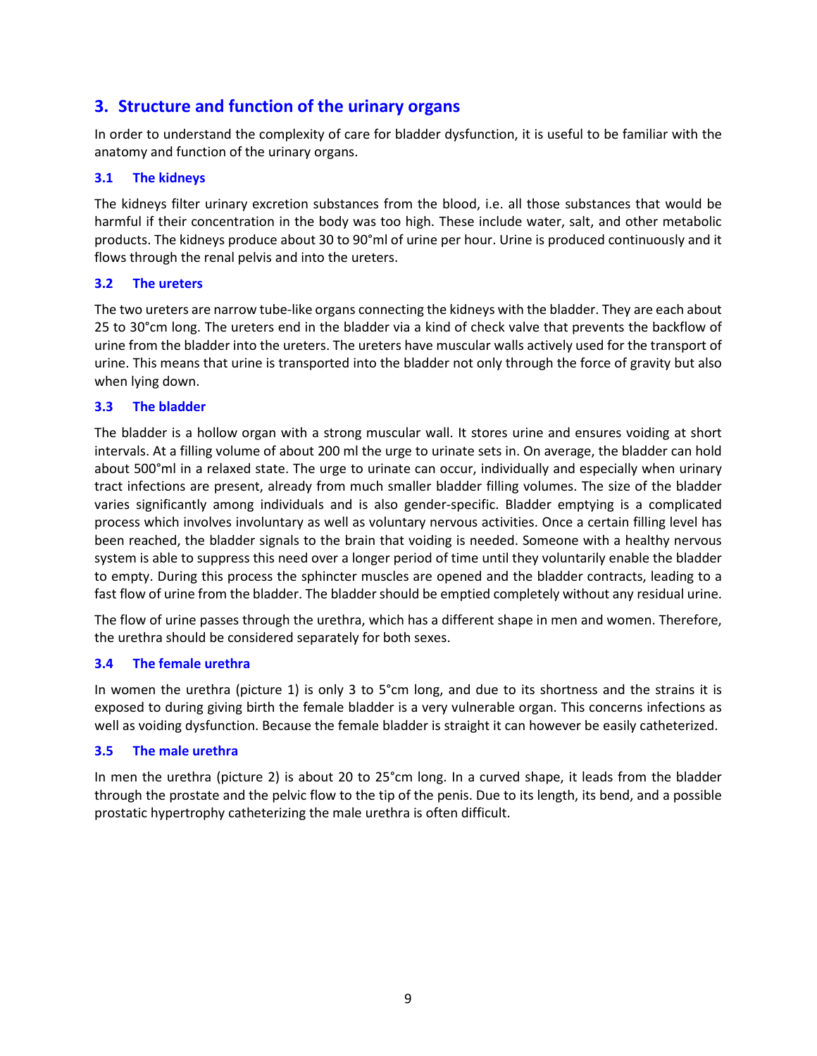## 3. Structure and function of the urinary organs

In order to understand the complexity of care for bladder dysfunction, it is useful to be familiar with the anatomy and function of the urinary organs.

### 3.1 The kidneys

The kidneys filter urinary excretion substances from the blood, i.e. all those substances that would be harmful if their concentration in the body was too high. These include water, salt, and other metabolic products. The kidneys produce about 30 to 90°ml of urine per hour. Urine is produced continuously and it flows through the renal pelvis and into the ureters.

### 3.2 The ureters

The two ureters are narrow tube-like organs connecting the kidneys with the bladder. They are each about 25 to 30°cm long. The ureters end in the bladder via a kind of check valve that prevents the backflow of urine from the bladder into the ureters. The ureters have muscular walls actively used for the transport of urine. This means that urine is transported into the bladder not only through the force of gravity but also when lying down.

### 3.3 The bladder

The bladder is a hollow organ with a strong muscular wall. It stores urine and ensures voiding at short intervals. At a filling volume of about 200 ml the urge to urinate sets in. On average, the bladder can hold about 500°ml in a relaxed state. The urge to urinate can occur, individually and especially when urinary tract infections are present, already from much smaller bladder filling volumes. The size of the bladder varies significantly among individuals and is also gender-specific. Bladder emptying is a complicated process which involves involuntary as well as voluntary nervous activities. Once a certain filling level has been reached, the bladder signals to the brain that voiding is needed. Someone with a healthy nervous system is able to suppress this need over a longer period of time until they voluntarily enable the bladder to empty. During this process the sphincter muscles are opened and the bladder contracts, leading to a fast flow of urine from the bladder. The bladder should be emptied completely without any residual urine.

The flow of urine passes through the urethra, which has a different shape in men and women. Therefore, the urethra should be considered separately for both sexes.

### 3.4 The female urethra

In women the urethra (picture 1) is only 3 to 5°cm long, and due to its shortness and the strains it is exposed to during giving birth the female bladder is a very vulnerable organ. This concerns infections as well as voiding dysfunction. Because the female bladder is straight it can however be easily catheterized.

### 3.5 The male urethra

In men the urethra (picture 2) is about 20 to 25°cm long. In a curved shape, it leads from the bladder through the prostate and the pelvic flow to the tip of the penis. Due to its length, its bend, and a possible prostatic hypertrophy catheterizing the male urethra is often difficult.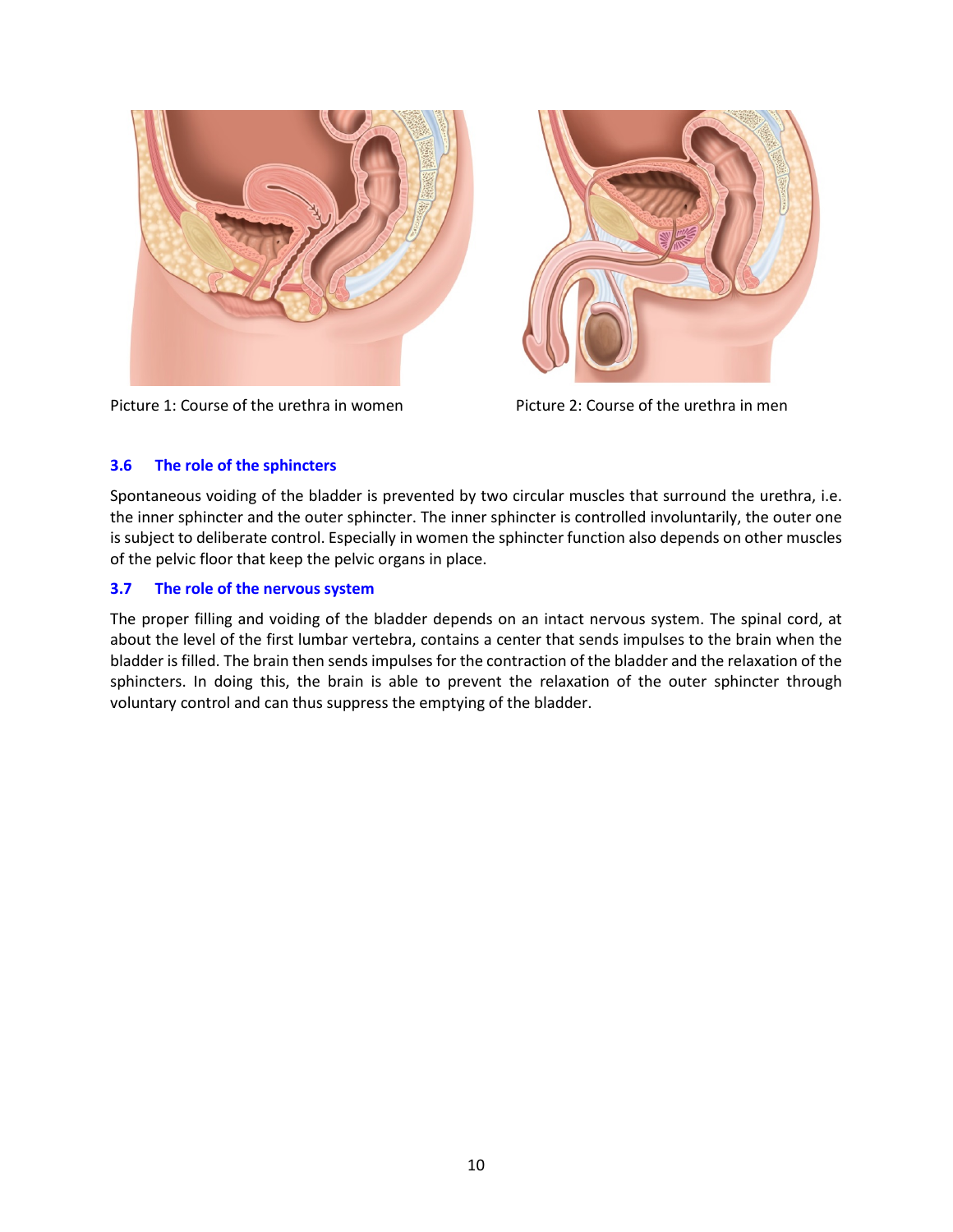Picture 1: Course of the urethra in women

Picture 2: Course of the urethra in men

### 3.6 The role of the sphincters

Spontaneous voiding of the bladder is prevented by two circular muscles that surround the urethra, i.e. the inner sphincter and the outer sphincter. The inner sphincter is controlled involuntarily, the outer one is subject to deliberate control. Especially in women the sphincter function also depends on other muscles of the pelvic floor that keep the pelvic organs in place.

### 3.7 The role of the nervous system

The proper filling and voiding of the bladder depends on an intact nervous system. The spinal cord, at about the level of the first lumbar vertebra, contains a center that sends impulses to the brain when the bladder is filled. The brain then sends impulses for the contraction of the bladder and the relaxation of the sphincters. In doing this, the brain is able to prevent the relaxation of the outer sphincter through voluntary control and can thus suppress the emptying of the bladder.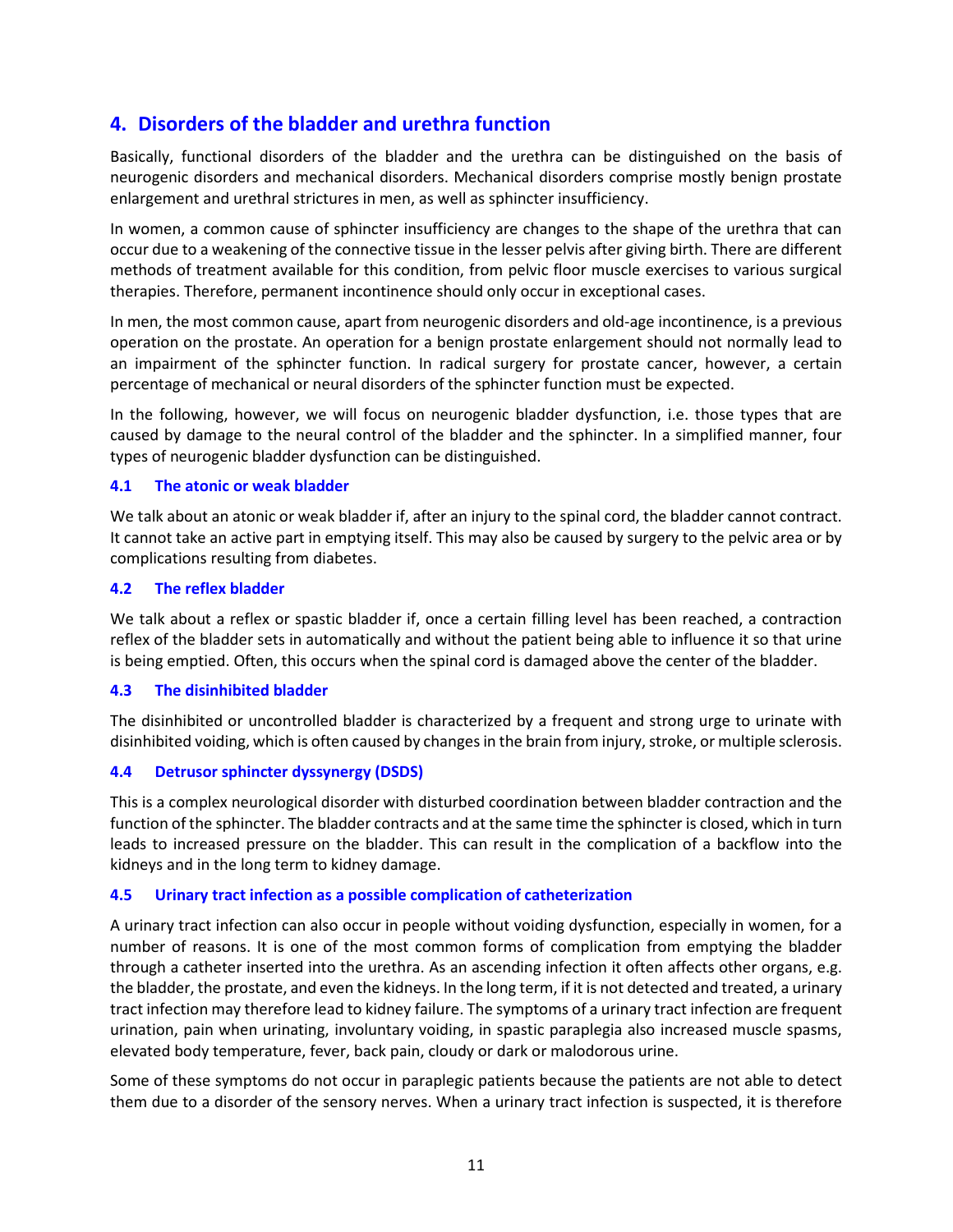## 4. Disorders of the bladder and urethra function

Basically, functional disorders of the bladder and the urethra can be distinguished on the basis of neurogenic disorders and mechanical disorders. Mechanical disorders comprise mostly benign prostate enlargement and urethral strictures in men, as well as sphincter insufficiency.

In women, a common cause of sphincter insufficiency are changes to the shape of the urethra that can occur due to a weakening of the connective tissue in the lesser pelvis after giving birth. There are different methods of treatment available for this condition, from pelvic floor muscle exercises to various surgical therapies. Therefore, permanent incontinence should only occur in exceptional cases.

In men, the most common cause, apart from neurogenic disorders and old-age incontinence, is a previous operation on the prostate. An operation for a benign prostate enlargement should not normally lead to an impairment of the sphincter function. In radical surgery for prostate cancer, however, a certain percentage of mechanical or neural disorders of the sphincter function must be expected.

In the following, however, we will focus on neurogenic bladder dysfunction, i.e. those types that are caused by damage to the neural control of the bladder and the sphincter. In a simplified manner, four types of neurogenic bladder dysfunction can be distinguished.

### 4.1 The atonic or weak bladder

We talk about an atonic or weak bladder if, after an injury to the spinal cord, the bladder cannot contract. It cannot take an active part in emptying itself. This may also be caused by surgery to the pelvic area or by complications resulting from diabetes.

### 4.2 The reflex bladder

We talk about a reflex or spastic bladder if, once a certain filling level has been reached, a contraction reflex of the bladder sets in automatically and without the patient being able to influence it so that urine is being emptied. Often, this occurs when the spinal cord is damaged above the center of the bladder.

### 4.3 The disinhibited bladder

The disinhibited or uncontrolled bladder is characterized by a frequent and strong urge to urinate with disinhibited voiding, which is often caused by changes in the brain from injury, stroke, or multiple sclerosis.

### 4.4 Detrusor sphincter dyssynergy (DSDS)

This is a complex neurological disorder with disturbed coordination between bladder contraction and the function of the sphincter. The bladder contracts and at the same time the sphincter is closed, which in turn leads to increased pressure on the bladder. This can result in the complication of a backflow into the kidneys and in the long term to kidney damage.

### 4.5 Urinary tract infection as a possible complication of catheterization

A urinary tract infection can also occur in people without voiding dysfunction, especially in women, for a number of reasons. It is one of the most common forms of complication from emptying the bladder through a catheter inserted into the urethra. As an ascending infection it often affects other organs, e.g. the bladder, the prostate, and even the kidneys. In the long term, if it is not detected and treated, a urinary tract infection may therefore lead to kidney failure. The symptoms of a urinary tract infection are frequent urination, pain when urinating, involuntary voiding, in spastic paraplegia also increased muscle spasms, elevated body temperature, fever, back pain, cloudy or dark or malodorous urine.

Some of these symptoms do not occur in paraplegic patients because the patients are not able to detect them due to a disorder of the sensory nerves. When a urinary tract infection is suspected, it is therefore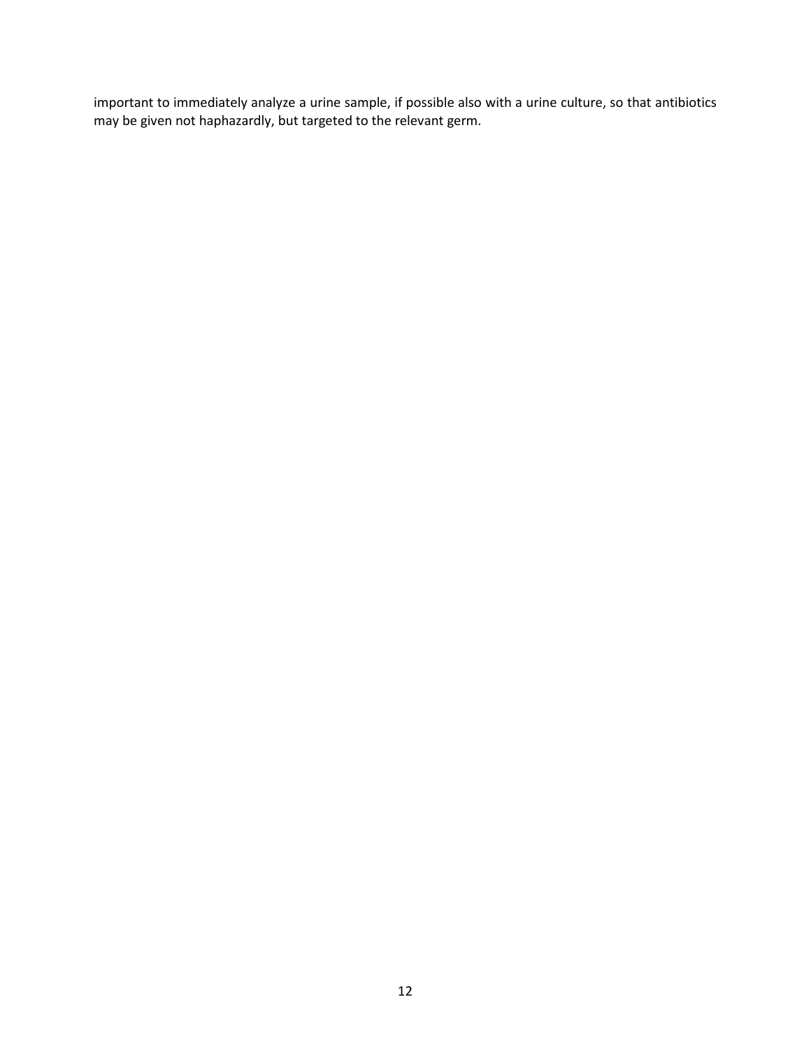important to immediately analyze a urine sample, if possible also with a urine culture, so that antibiotics may be given not haphazardly, but targeted to the relevant germ.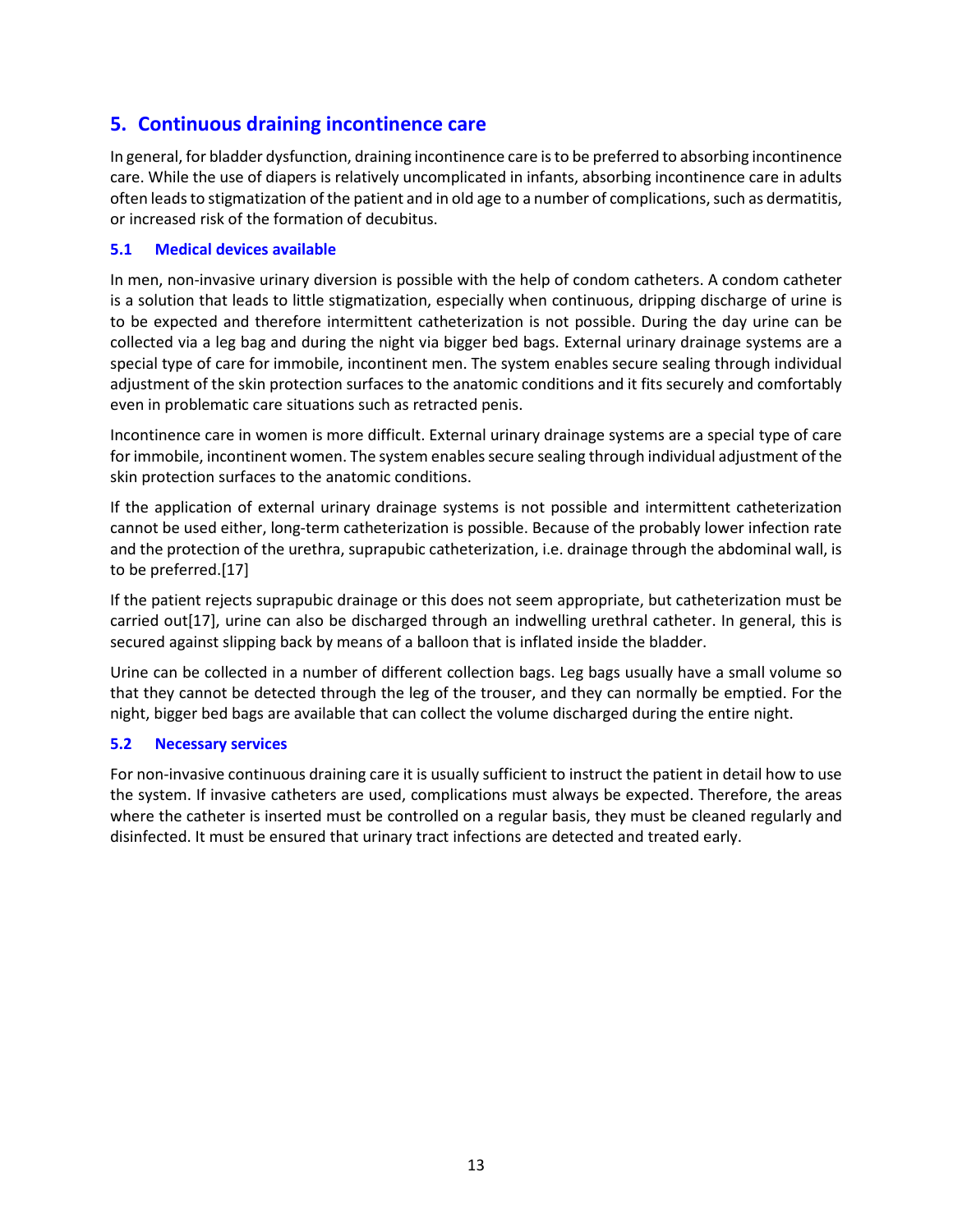## 5. Continuous draining incontinence care

In general, for bladder dysfunction, draining incontinence care is to be preferred to absorbing incontinence care. While the use of diapers is relatively uncomplicated in infants, absorbing incontinence care in adults often leads to stigmatization of the patient and in old age to a number of complications, such as dermatitis, or increased risk of the formation of decubitus.

### 5.1 Medical devices available

In men, non-invasive urinary diversion is possible with the help of condom catheters. A condom catheter is a solution that leads to little stigmatization, especially when continuous, dripping discharge of urine is to be expected and therefore intermittent catheterization is not possible. During the day urine can be collected via a leg bag and during the night via bigger bed bags. External urinary drainage systems are a special type of care for immobile, incontinent men. The system enables secure sealing through individual adjustment of the skin protection surfaces to the anatomic conditions and it fits securely and comfortably even in problematic care situations such as retracted penis.

Incontinence care in women is more difficult. External urinary drainage systems are a special type of care for immobile, incontinent women. The system enables secure sealing through individual adjustment of the skin protection surfaces to the anatomic conditions.

If the application of external urinary drainage systems is not possible and intermittent catheterization cannot be used either, long-term catheterization is possible. Because of the probably lower infection rate and the protection of the urethra, suprapubic catheterization, i.e. drainage through the abdominal wall, is to be preferred.[17]

If the patient rejects suprapubic drainage or this does not seem appropriate, but catheterization must be carried out[17], urine can also be discharged through an indwelling urethral catheter. In general, this is secured against slipping back by means of a balloon that is inflated inside the bladder.

Urine can be collected in a number of different collection bags. Leg bags usually have a small volume so that they cannot be detected through the leg of the trouser, and they can normally be emptied. For the night, bigger bed bags are available that can collect the volume discharged during the entire night.

### 5.2 Necessary services

For non-invasive continuous draining care it is usually sufficient to instruct the patient in detail how to use the system. If invasive catheters are used, complications must always be expected. Therefore, the areas where the catheter is inserted must be controlled on a regular basis, they must be cleaned regularly and disinfected. It must be ensured that urinary tract infections are detected and treated early.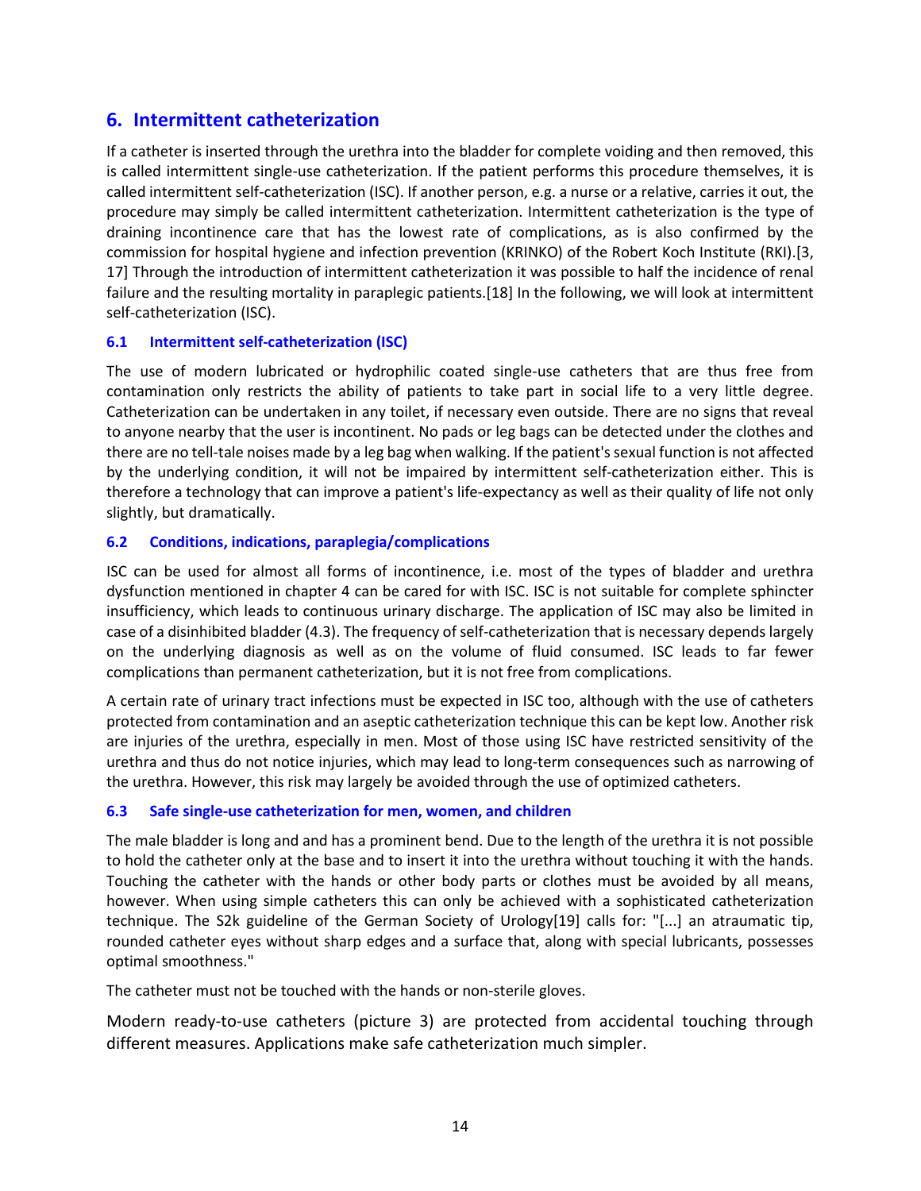## 6. Intermittent catheterization

If a catheter is inserted through the urethra into the bladder for complete voiding and then removed, this is called intermittent single-use catheterization. If the patient performs this procedure themselves, it is called intermittent self-catheterization (ISC). If another person, e.g. a nurse or a relative, carries it out, the procedure may simply be called intermittent catheterization. Intermittent catheterization is the type of draining incontinence care that has the lowest rate of complications, as is also confirmed by the commission for hospital hygiene and infection prevention (KRINKO) of the Robert Koch Institute (RKI).[3, 17] Through the introduction of intermittent catheterization it was possible to half the incidence of renal failure and the resulting mortality in paraplegic patients.[18] In the following, we will look at intermittent self-catheterization (ISC).

### 6.1 Intermittent self-catheterization (ISC)

The use of modern lubricated or hydrophilic coated single-use catheters that are thus free from contamination only restricts the ability of patients to take part in social life to a very little degree. Catheterization can be undertaken in any toilet, if necessary even outside. There are no signs that reveal to anyone nearby that the user is incontinent. No pads or leg bags can be detected under the clothes and there are no tell-tale noises made by a leg bag when walking. If the patient's sexual function is not affected by the underlying condition, it will not be impaired by intermittent self-catheterization either. This is therefore a technology that can improve a patient's life-expectancy as well as their quality of life not only slightly, but dramatically.

### 6.2 Conditions, indications, paraplegia/complications

ISC can be used for almost all forms of incontinence, i.e. most of the types of bladder and urethra dysfunction mentioned in chapter 4 can be cared for with ISC. ISC is not suitable for complete sphincter insufficiency, which leads to continuous urinary discharge. The application of ISC may also be limited in case of a disinhibited bladder (4.3). The frequency of self-catheterization that is necessary depends largely on the underlying diagnosis as well as on the volume of fluid consumed. ISC leads to far fewer complications than permanent catheterization, but it is not free from complications.

A certain rate of urinary tract infections must be expected in ISC too, although with the use of catheters protected from contamination and an aseptic catheterization technique this can be kept low. Another risk are injuries of the urethra, especially in men. Most of those using ISC have restricted sensitivity of the urethra and thus do not notice injuries, which may lead to long-term consequences such as narrowing of the urethra. However, this risk may largely be avoided through the use of optimized catheters.

### 6.3 Safe single-use catheterization for men, women, and children

The male bladder is long and and has a prominent bend. Due to the length of the urethra it is not possible to hold the catheter only at the base and to insert it into the urethra without touching it with the hands. Touching the catheter with the hands or other body parts or clothes must be avoided by all means, however. When using simple catheters this can only be achieved with a sophisticated catheterization technique. The S2k guideline of the German Society of Urology[19] calls for: "[...] an atraumatic tip, rounded catheter eyes without sharp edges and a surface that, along with special lubricants, possesses optimal smoothness."

The catheter must not be touched with the hands or non-sterile gloves.

Modern ready-to-use catheters (picture 3) are protected from accidental touching through different measures. Applications make safe catheterization much simpler.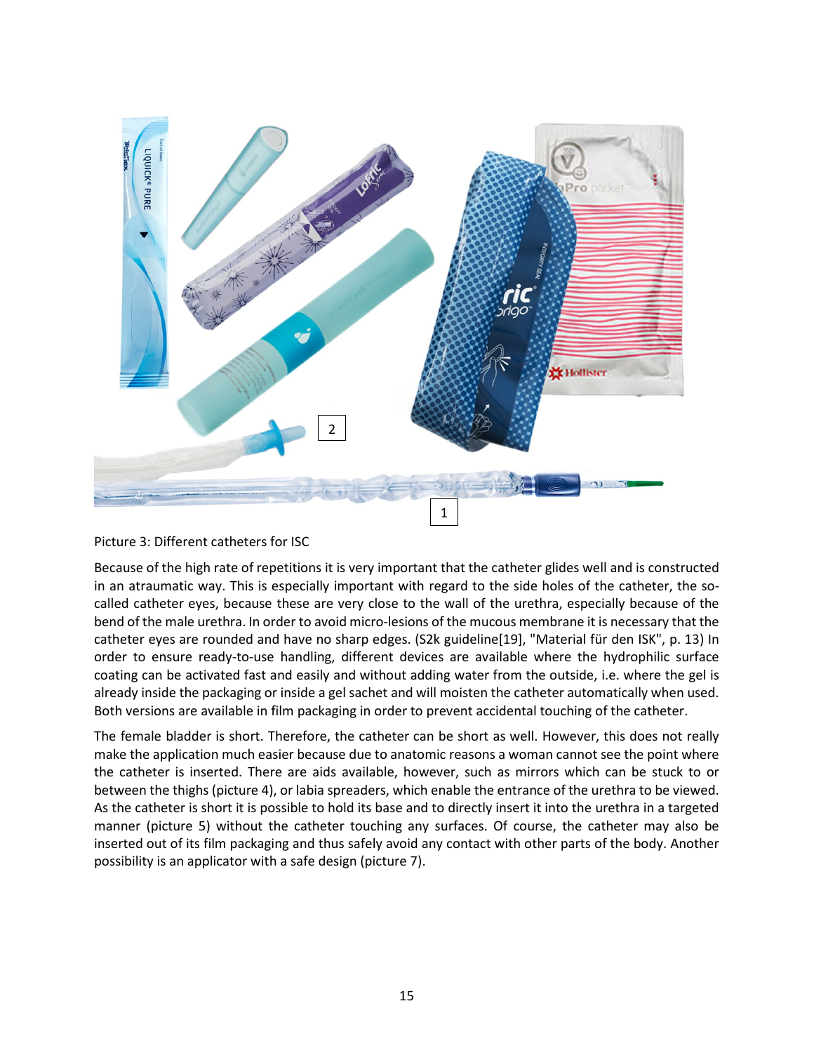Picture 3: Different catheters for ISC

Because of the high rate of repetitions it is very important that the catheter glides well and is constructed in an atraumatic way. This is especially important with regard to the side holes of the catheter, the so-called catheter eyes, because these are very close to the wall of the urethra, especially because of the bend of the male urethra. In order to avoid micro-lesions of the mucous membrane it is necessary that the catheter eyes are rounded and have no sharp edges. (S2k guideline[19], "Material für den ISK", p. 13) In order to ensure ready-to-use handling, different devices are available where the hydrophilic surface coating can be activated fast and easily and without adding water from the outside, i.e. where the gel is already inside the packaging or inside a gel sachet and will moisten the catheter automatically when used. Both versions are available in film packaging in order to prevent accidental touching of the catheter.

The female bladder is short. Therefore, the catheter can be short as well. However, this does not really make the application much easier because due to anatomic reasons a woman cannot see the point where the catheter is inserted. There are aids available, however, such as mirrors which can be stuck to or between the thighs (picture 4), or labia spreaders, which enable the entrance of the urethra to be viewed. As the catheter is short it is possible to hold its base and to directly insert it into the urethra in a targeted manner (picture 5) without the catheter touching any surfaces. Of course, the catheter may also be inserted out of its film packaging and thus safely avoid any contact with other parts of the body. Another possibility is an applicator with a safe design (picture 7).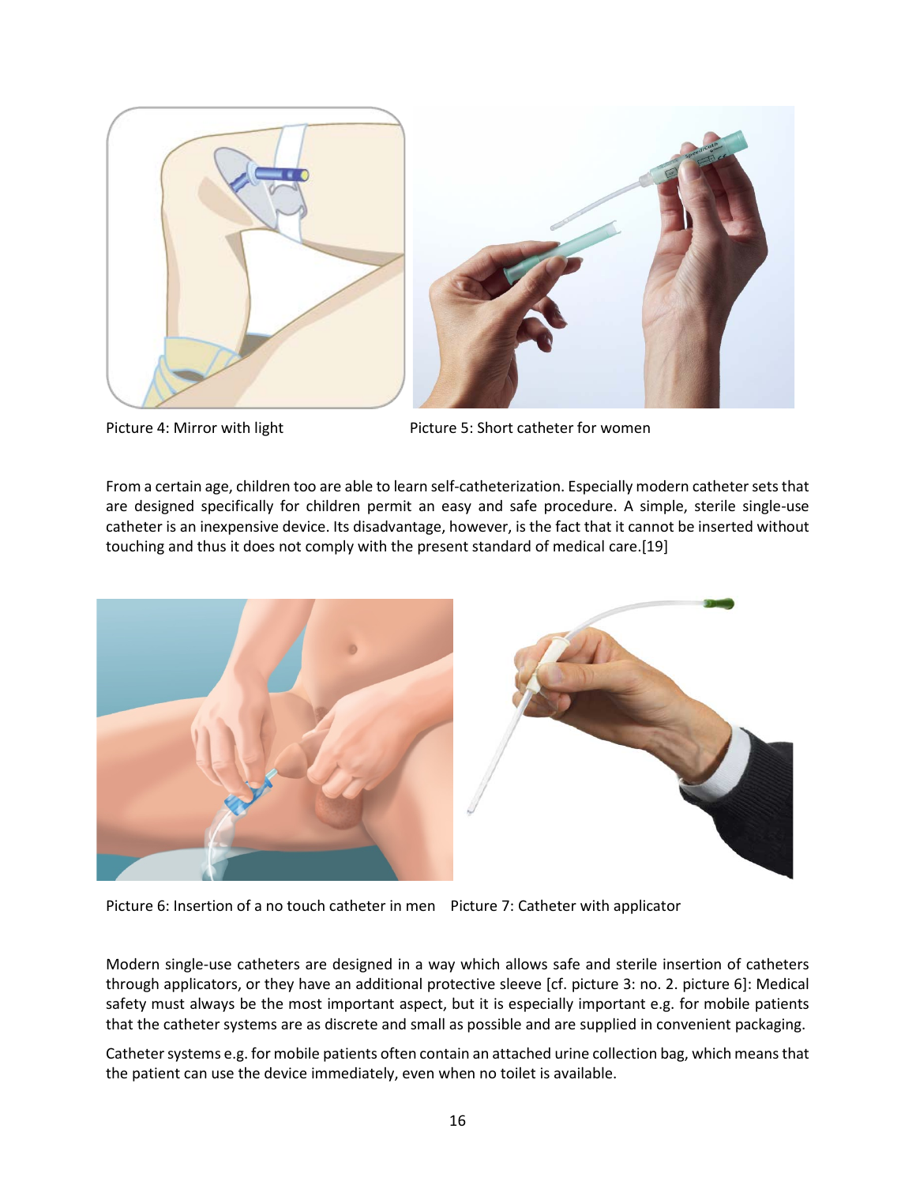Picture 4: Mirror with light

Picture 5: Short catheter for women

From a certain age, children too are able to learn self-catheterization. Especially modern catheter sets that are designed specifically for children permit an easy and safe procedure. A simple, sterile single-use catheter is an inexpensive device. Its disadvantage, however, is the fact that it cannot be inserted without touching and thus it does not comply with the present standard of medical care.[19]

Picture 6: Insertion of a no touch catheter in men

Picture 7: Catheter with applicator

Modern single-use catheters are designed in a way which allows safe and sterile insertion of catheters through applicators, or they have an additional protective sleeve [cf. picture 3: no. 2. picture 6]: Medical safety must always be the most important aspect, but it is especially important e.g. for mobile patients that the catheter systems are as discrete and small as possible and are supplied in convenient packaging.

Catheter systems e.g. for mobile patients often contain an attached urine collection bag, which means that the patient can use the device immediately, even when no toilet is available.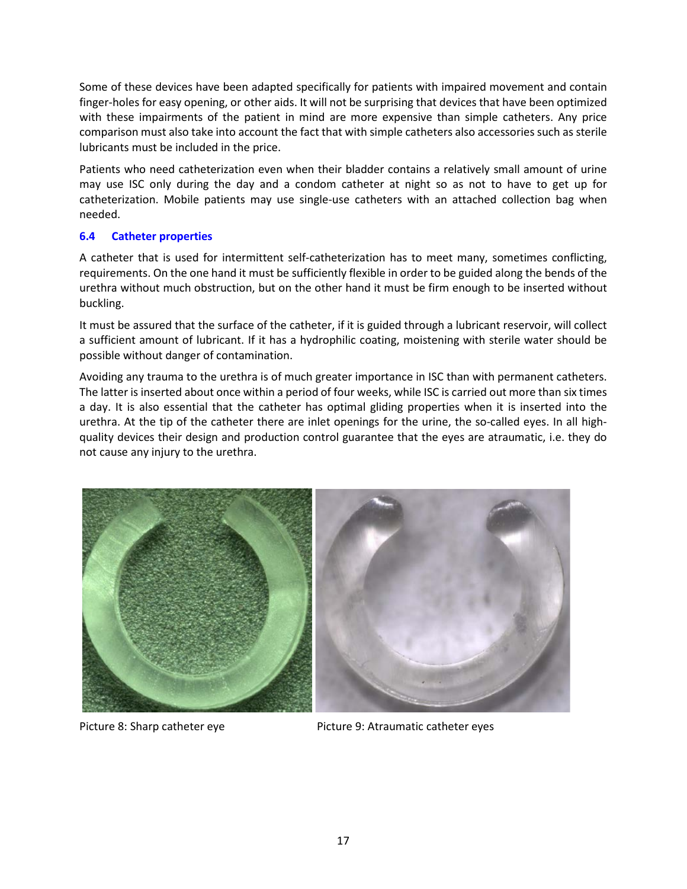Some of these devices have been adapted specifically for patients with impaired movement and contain finger-holes for easy opening, or other aids. It will not be surprising that devices that have been optimized with these impairments of the patient in mind are more expensive than simple catheters. Any price comparison must also take into account the fact that with simple catheters also accessories such as sterile lubricants must be included in the price.

Patients who need catheterization even when their bladder contains a relatively small amount of urine may use ISC only during the day and a condom catheter at night so as not to have to get up for catheterization. Mobile patients may use single-use catheters with an attached collection bag when needed.

### 6.4 Catheter properties

A catheter that is used for intermittent self-catheterization has to meet many, sometimes conflicting, requirements. On the one hand it must be sufficiently flexible in order to be guided along the bends of the urethra without much obstruction, but on the other hand it must be firm enough to be inserted without buckling.

It must be assured that the surface of the catheter, if it is guided through a lubricant reservoir, will collect a sufficient amount of lubricant. If it has a hydrophilic coating, moistening with sterile water should be possible without danger of contamination.

Avoiding any trauma to the urethra is of much greater importance in ISC than with permanent catheters. The latter is inserted about once within a period of four weeks, while ISC is carried out more than six times a day. It is also essential that the catheter has optimal gliding properties when it is inserted into the urethra. At the tip of the catheter there are inlet openings for the urine, the so-called eyes. In all high-quality devices their design and production control guarantee that the eyes are atraumatic, i.e. they do not cause any injury to the urethra.

Picture 8: Sharp catheter eye

Picture 9: Atraumatic catheter eyes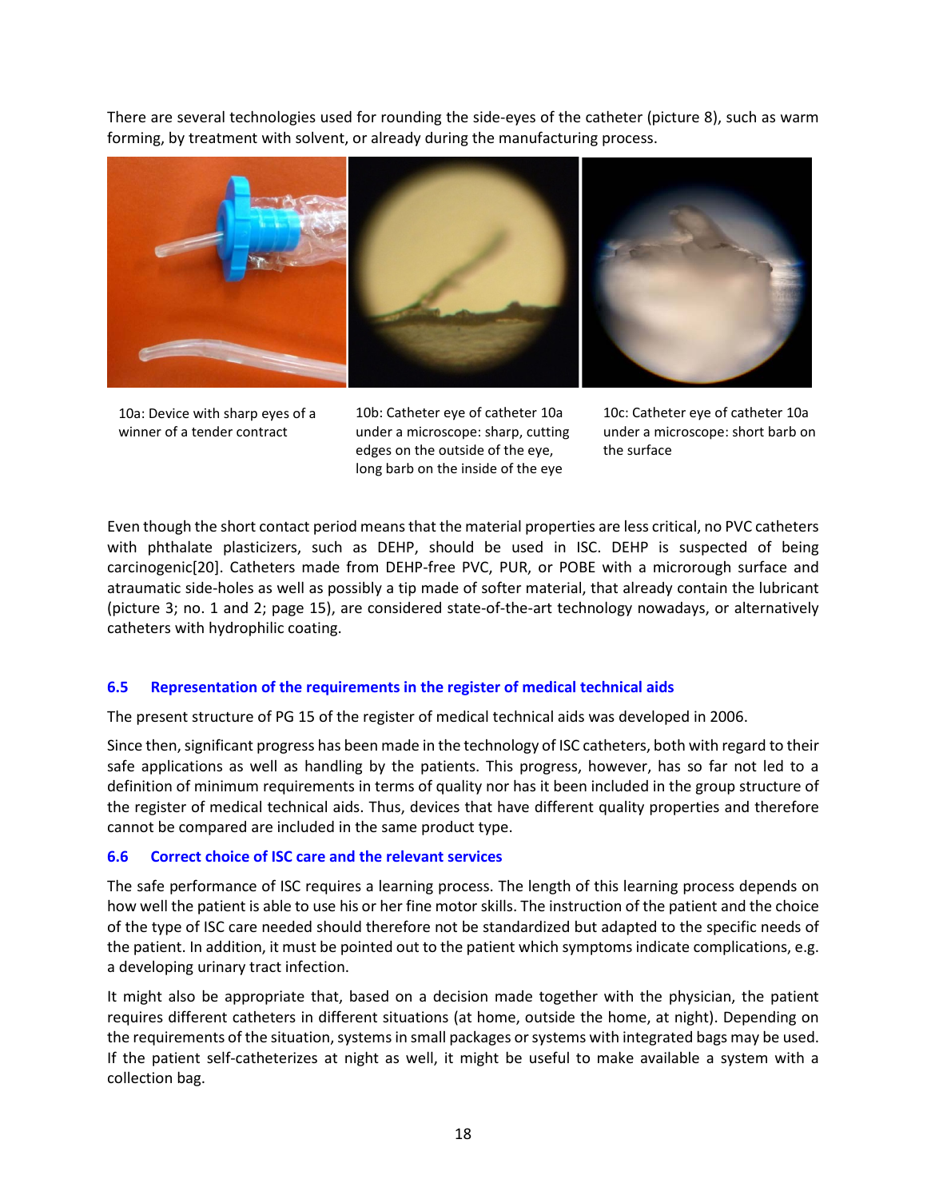There are several technologies used for rounding the side-eyes of the catheter (picture 8), such as warm forming, by treatment with solvent, or already during the manufacturing process.

10a: Device with sharp eyes of a winner of a tender contract

10b: Catheter eye of catheter 10a under a microscope: sharp, cutting edges on the outside of the eye, long barb on the inside of the eye

10c: Catheter eye of catheter 10a under a microscope: short barb on the surface

Even though the short contact period means that the material properties are less critical, no PVC catheters with phthalate plasticizers, such as DEHP, should be used in ISC. DEHP is suspected of being carcinogenic[20]. Catheters made from DEHP-free PVC, PUR, or POBE with a microrough surface and atraumatic side-holes as well as possibly a tip made of softer material, that already contain the lubricant (picture 3; no. 1 and 2; page 15), are considered state-of-the-art technology nowadays, or alternatively catheters with hydrophilic coating.

## 6.5 Representation of the requirements in the register of medical technical aids

The present structure of PG 15 of the register of medical technical aids was developed in 2006.

Since then, significant progress has been made in the technology of ISC catheters, both with regard to their safe applications as well as handling by the patients. This progress, however, has so far not led to a definition of minimum requirements in terms of quality nor has it been included in the group structure of the register of medical technical aids. Thus, devices that have different quality properties and therefore cannot be compared are included in the same product type.

## 6.6 Correct choice of ISC care and the relevant services

The safe performance of ISC requires a learning process. The length of this learning process depends on how well the patient is able to use his or her fine motor skills. The instruction of the patient and the choice of the type of ISC care needed should therefore not be standardized but adapted to the specific needs of the patient. In addition, it must be pointed out to the patient which symptoms indicate complications, e.g. a developing urinary tract infection.

It might also be appropriate that, based on a decision made together with the physician, the patient requires different catheters in different situations (at home, outside the home, at night). Depending on the requirements of the situation, systems in small packages or systems with integrated bags may be used. If the patient self-catheterizes at night as well, it might be useful to make available a system with a collection bag.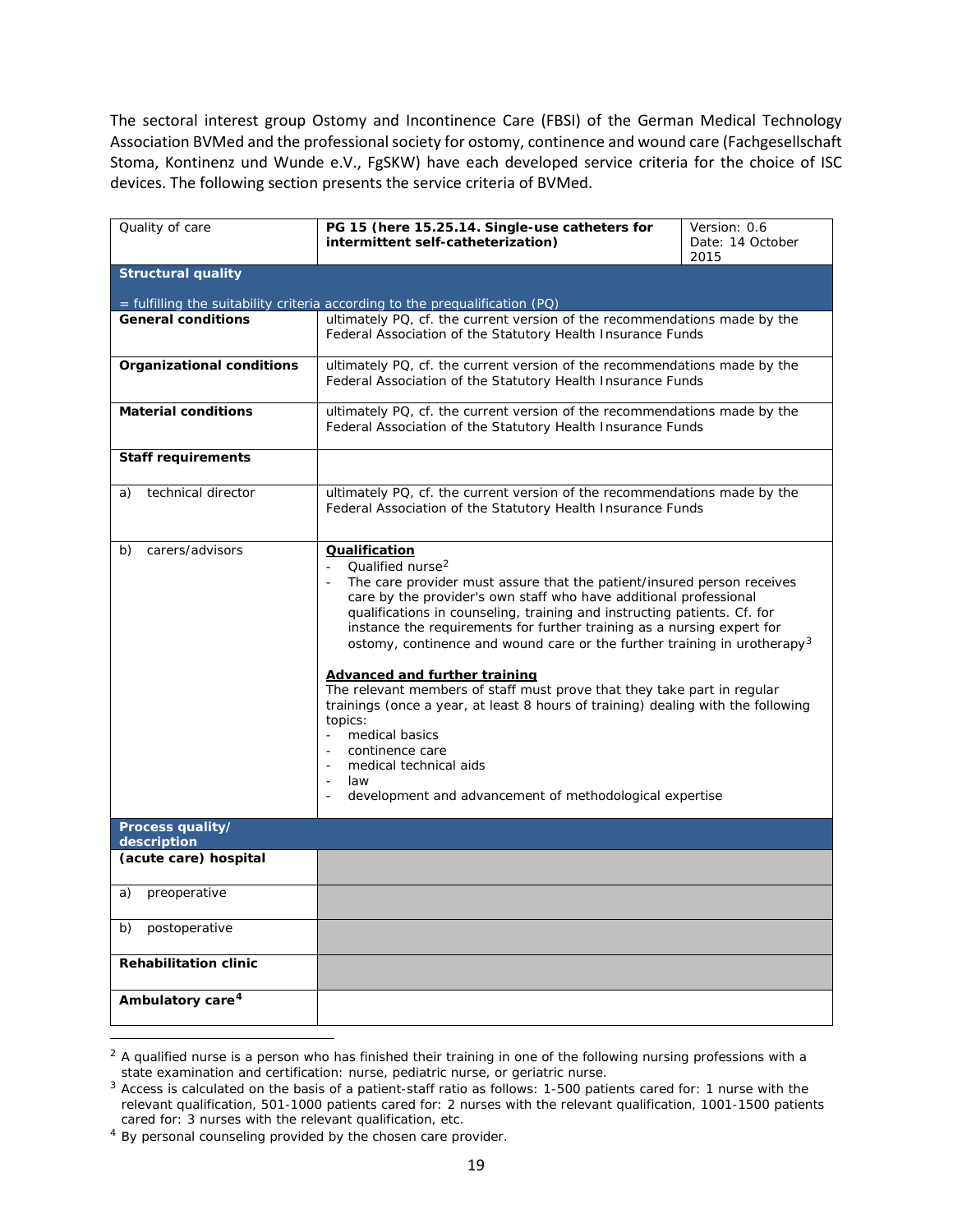The sectoral interest group Ostomy and Incontinence Care (FBSI) of the German Medical Technology Association BVMed and the professional society for ostomy, continence and wound care (Fachgesellschaft Stoma, Kontinenz und Wunde e.V., FgSKW) have each developed service criteria for the choice of ISC devices. The following section presents the service criteria of BVMed.

| Quality of care | **PG 15 (here 15.25.14. Single-use catheters for intermittent self-catheterization)** | Version: 0.6<br>Date: 14 October 2015 |
|---|---|---|
| **Structural quality**<br><br>= fulfilling the suitability criteria according to the prequalification (PQ) | | |
| **General conditions** | ultimately PQ, cf. the current version of the recommendations made by the Federal Association of the Statutory Health Insurance Funds | |
| **Organizational conditions** | ultimately PQ, cf. the current version of the recommendations made by the Federal Association of the Statutory Health Insurance Funds | |
| **Material conditions** | ultimately PQ, cf. the current version of the recommendations made by the Federal Association of the Statutory Health Insurance Funds | |
| **Staff requirements** | | |
| a) technical director | ultimately PQ, cf. the current version of the recommendations made by the Federal Association of the Statutory Health Insurance Funds | |
| b) carers/advisors | **Qualification**<br>- Qualified nurse[2]<br>- The care provider must assure that the patient/insured person receives care by the provider's own staff who have additional professional qualifications in counseling, training and instructing patients. Cf. for instance the requirements for further training as a nursing expert for ostomy, continence and wound care or the further training in urotherapy[3]<br><br>**Advanced and further training**<br>The relevant members of staff must prove that they take part in regular trainings (once a year, at least 8 hours of training) dealing with the following topics:<br>- medical basics<br>- continence care<br>- medical technical aids<br>- law<br>- development and advancement of methodological expertise | |
| **Process quality/ description** | | |
| **(acute care) hospital** | | |
| a) preoperative | | |
| b) postoperative | | |
| **Rehabilitation clinic** | | |
| **Ambulatory care[4]** | | |

[2] A qualified nurse is a person who has finished their training in one of the following nursing professions with a state examination and certification: nurse, pediatric nurse, or geriatric nurse.

[3] Access is calculated on the basis of a patient-staff ratio as follows: 1-500 patients cared for: 1 nurse with the relevant qualification, 501-1000 patients cared for: 2 nurses with the relevant qualification, 1001-1500 patients cared for: 3 nurses with the relevant qualification, etc.

[4] By personal counseling provided by the chosen care provider.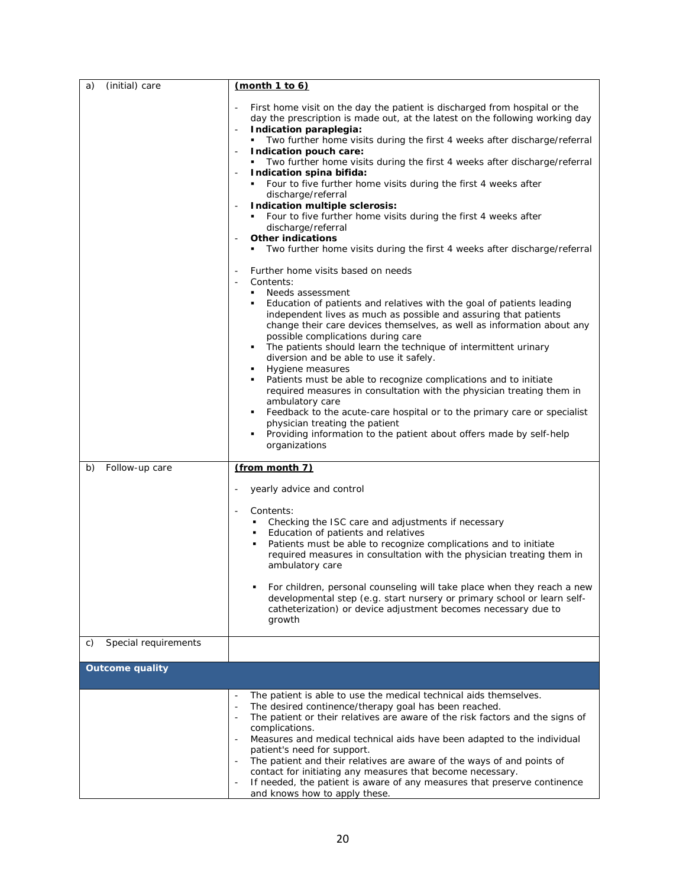| | |
|---|---|
| a) (initial) care | **(month 1 to 6)**<br><br>- First home visit on the day the patient is discharged from hospital or the day the prescription is made out, at the latest on the following working day<br>- **Indication paraplegia:**<br>  ▪ Two further home visits during the first 4 weeks after discharge/referral<br>- **Indication pouch care:**<br>  ▪ Two further home visits during the first 4 weeks after discharge/referral<br>- **Indication spina bifida:**<br>  ▪ Four to five further home visits during the first 4 weeks after discharge/referral<br>- **Indication multiple sclerosis:**<br>  ▪ Four to five further home visits during the first 4 weeks after discharge/referral<br>- **Other indications**<br>  ▪ Two further home visits during the first 4 weeks after discharge/referral<br><br>- Further home visits based on needs<br>- Contents:<br>  ▪ Needs assessment<br>  ▪ Education of patients and relatives with the goal of patients leading independent lives as much as possible and assuring that patients change their care devices themselves, as well as information about any possible complications during care<br>  ▪ The patients should learn the technique of intermittent urinary diversion and be able to use it safely.<br>  ▪ Hygiene measures<br>  ▪ Patients must be able to recognize complications and to initiate required measures in consultation with the physician treating them in ambulatory care<br>  ▪ Feedback to the acute-care hospital or to the primary care or specialist physician treating the patient<br>  ▪ Providing information to the patient about offers made by self-help organizations |
| b) Follow-up care | **(from month 7)**<br><br>- yearly advice and control<br><br>- Contents:<br>  ▪ Checking the ISC care and adjustments if necessary<br>  ▪ Education of patients and relatives<br>  ▪ Patients must be able to recognize complications and to initiate required measures in consultation with the physician treating them in ambulatory care<br><br>  ▪ For children, personal counseling will take place when they reach a new developmental step (e.g. start nursery or primary school or learn self-catheterization) or device adjustment becomes necessary due to growth |
| c) Special requirements | |
| **Outcome quality** | |
| | - The patient is able to use the medical technical aids themselves.<br>- The desired continence/therapy goal has been reached.<br>- The patient or their relatives are aware of the risk factors and the signs of complications.<br>- Measures and medical technical aids have been adapted to the individual patient's need for support.<br>- The patient and their relatives are aware of the ways of and points of contact for initiating any measures that become necessary.<br>- If needed, the patient is aware of any measures that preserve continence and knows how to apply these. |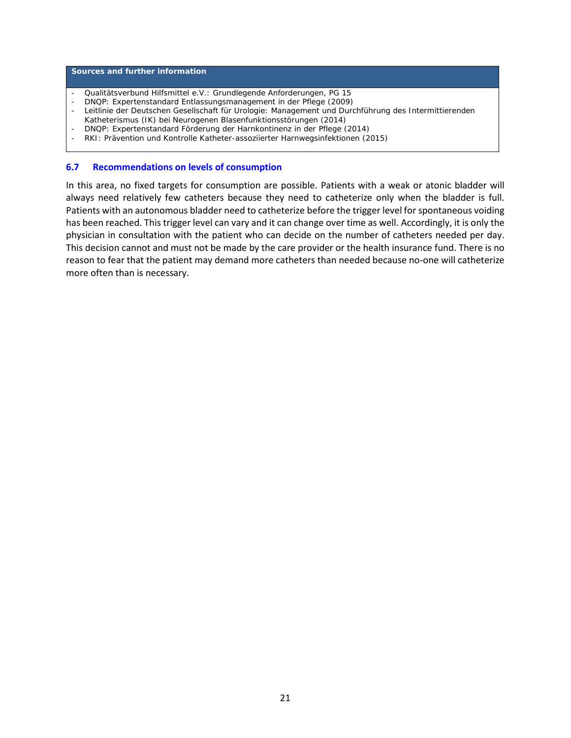**Sources and further information**

- Qualitätsverbund Hilfsmittel e.V.: Grundlegende Anforderungen, PG 15
- DNQP: Expertenstandard Entlassungsmanagement in der Pflege (2009)
- Leitlinie der Deutschen Gesellschaft für Urologie: Management und Durchführung des Intermittierenden Katheterismus (IK) bei Neurogenen Blasenfunktionsstörungen (2014)
- DNQP: Expertenstandard Förderung der Harnkontinenz in der Pflege (2014)
- RKI: Prävention und Kontrolle Katheter-assoziierter Harnwegsinfektionen (2015)

### 6.7 Recommendations on levels of consumption

In this area, no fixed targets for consumption are possible. Patients with a weak or atonic bladder will always need relatively few catheters because they need to catheterize only when the bladder is full. Patients with an autonomous bladder need to catheterize before the trigger level for spontaneous voiding has been reached. This trigger level can vary and it can change over time as well. Accordingly, it is only the physician in consultation with the patient who can decide on the number of catheters needed per day. This decision cannot and must not be made by the care provider or the health insurance fund. There is no reason to fear that the patient may demand more catheters than needed because no-one will catheterize more often than is necessary.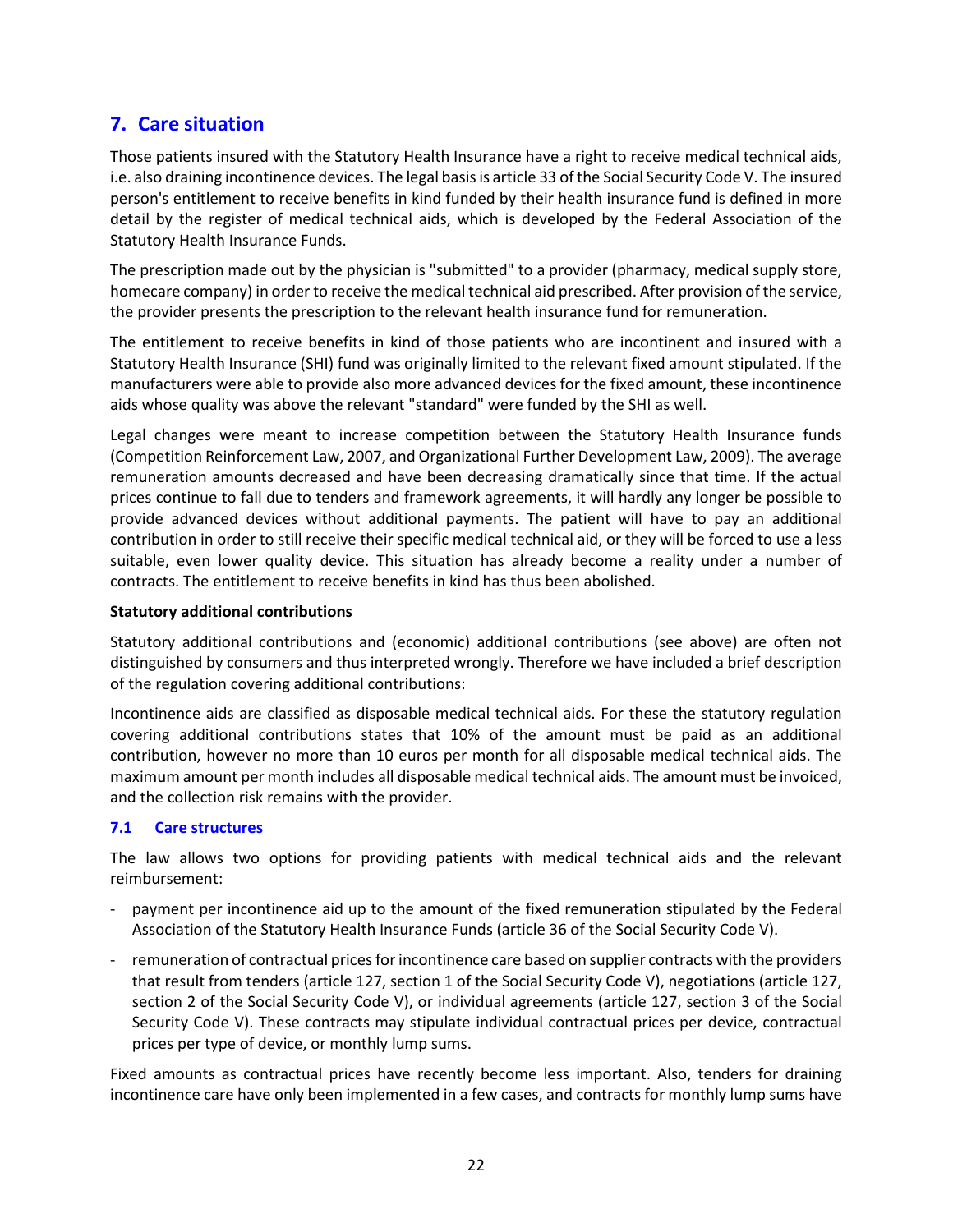## 7. Care situation

Those patients insured with the Statutory Health Insurance have a right to receive medical technical aids, i.e. also draining incontinence devices. The legal basis is article 33 of the Social Security Code V. The insured person's entitlement to receive benefits in kind funded by their health insurance fund is defined in more detail by the register of medical technical aids, which is developed by the Federal Association of the Statutory Health Insurance Funds.

The prescription made out by the physician is "submitted" to a provider (pharmacy, medical supply store, homecare company) in order to receive the medical technical aid prescribed. After provision of the service, the provider presents the prescription to the relevant health insurance fund for remuneration.

The entitlement to receive benefits in kind of those patients who are incontinent and insured with a Statutory Health Insurance (SHI) fund was originally limited to the relevant fixed amount stipulated. If the manufacturers were able to provide also more advanced devices for the fixed amount, these incontinence aids whose quality was above the relevant "standard" were funded by the SHI as well.

Legal changes were meant to increase competition between the Statutory Health Insurance funds (Competition Reinforcement Law, 2007, and Organizational Further Development Law, 2009). The average remuneration amounts decreased and have been decreasing dramatically since that time. If the actual prices continue to fall due to tenders and framework agreements, it will hardly any longer be possible to provide advanced devices without additional payments. The patient will have to pay an additional contribution in order to still receive their specific medical technical aid, or they will be forced to use a less suitable, even lower quality device. This situation has already become a reality under a number of contracts. The entitlement to receive benefits in kind has thus been abolished.

**Statutory additional contributions**

Statutory additional contributions and (economic) additional contributions (see above) are often not distinguished by consumers and thus interpreted wrongly. Therefore we have included a brief description of the regulation covering additional contributions:

Incontinence aids are classified as disposable medical technical aids. For these the statutory regulation covering additional contributions states that 10% of the amount must be paid as an additional contribution, however no more than 10 euros per month for all disposable medical technical aids. The maximum amount per month includes all disposable medical technical aids. The amount must be invoiced, and the collection risk remains with the provider.

### 7.1 Care structures

The law allows two options for providing patients with medical technical aids and the relevant reimbursement:

- payment per incontinence aid up to the amount of the fixed remuneration stipulated by the Federal Association of the Statutory Health Insurance Funds (article 36 of the Social Security Code V).
- remuneration of contractual prices for incontinence care based on supplier contracts with the providers that result from tenders (article 127, section 1 of the Social Security Code V), negotiations (article 127, section 2 of the Social Security Code V), or individual agreements (article 127, section 3 of the Social Security Code V). These contracts may stipulate individual contractual prices per device, contractual prices per type of device, or monthly lump sums.

Fixed amounts as contractual prices have recently become less important. Also, tenders for draining incontinence care have only been implemented in a few cases, and contracts for monthly lump sums have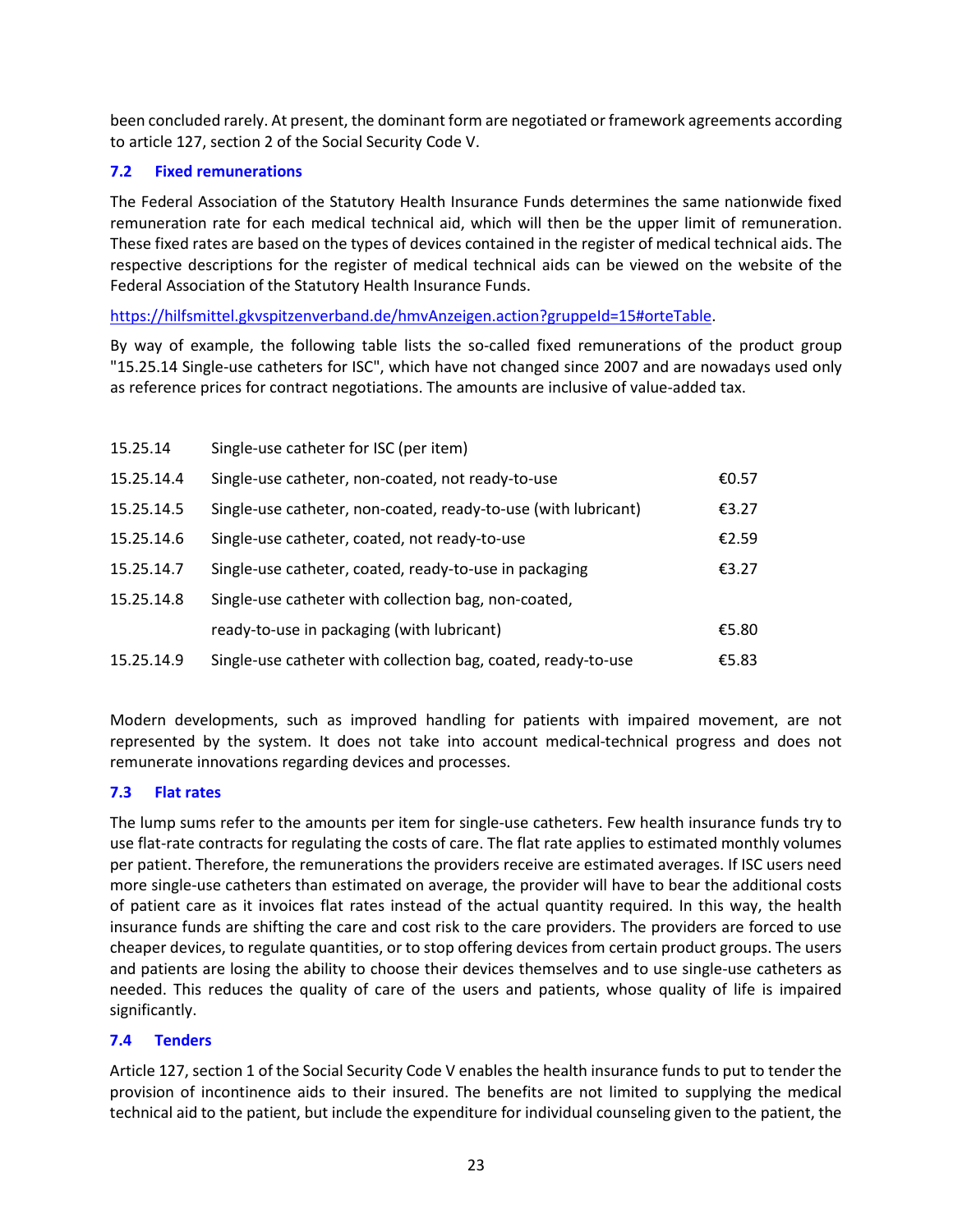been concluded rarely. At present, the dominant form are negotiated or framework agreements according to article 127, section 2 of the Social Security Code V.

## 7.2 Fixed remunerations

The Federal Association of the Statutory Health Insurance Funds determines the same nationwide fixed remuneration rate for each medical technical aid, which will then be the upper limit of remuneration. These fixed rates are based on the types of devices contained in the register of medical technical aids. The respective descriptions for the register of medical technical aids can be viewed on the website of the Federal Association of the Statutory Health Insurance Funds.

https://hilfsmittel.gkvspitzenverband.de/hmvAnzeigen.action?gruppeId=15#orteTable.

By way of example, the following table lists the so-called fixed remunerations of the product group "15.25.14 Single-use catheters for ISC", which have not changed since 2007 and are nowadays used only as reference prices for contract negotiations. The amounts are inclusive of value-added tax.

| | | |
|---|---|---|
| 15.25.14 | Single-use catheter for ISC (per item) | |
| 15.25.14.4 | Single-use catheter, non-coated, not ready-to-use | €0.57 |
| 15.25.14.5 | Single-use catheter, non-coated, ready-to-use (with lubricant) | €3.27 |
| 15.25.14.6 | Single-use catheter, coated, not ready-to-use | €2.59 |
| 15.25.14.7 | Single-use catheter, coated, ready-to-use in packaging | €3.27 |
| 15.25.14.8 | Single-use catheter with collection bag, non-coated, ready-to-use in packaging (with lubricant) | €5.80 |
| 15.25.14.9 | Single-use catheter with collection bag, coated, ready-to-use | €5.83 |

Modern developments, such as improved handling for patients with impaired movement, are not represented by the system. It does not take into account medical-technical progress and does not remunerate innovations regarding devices and processes.

## 7.3 Flat rates

The lump sums refer to the amounts per item for single-use catheters. Few health insurance funds try to use flat-rate contracts for regulating the costs of care. The flat rate applies to estimated monthly volumes per patient. Therefore, the remunerations the providers receive are estimated averages. If ISC users need more single-use catheters than estimated on average, the provider will have to bear the additional costs of patient care as it invoices flat rates instead of the actual quantity required. In this way, the health insurance funds are shifting the care and cost risk to the care providers. The providers are forced to use cheaper devices, to regulate quantities, or to stop offering devices from certain product groups. The users and patients are losing the ability to choose their devices themselves and to use single-use catheters as needed. This reduces the quality of care of the users and patients, whose quality of life is impaired significantly.

## 7.4 Tenders

Article 127, section 1 of the Social Security Code V enables the health insurance funds to put to tender the provision of incontinence aids to their insured. The benefits are not limited to supplying the medical technical aid to the patient, but include the expenditure for individual counseling given to the patient, the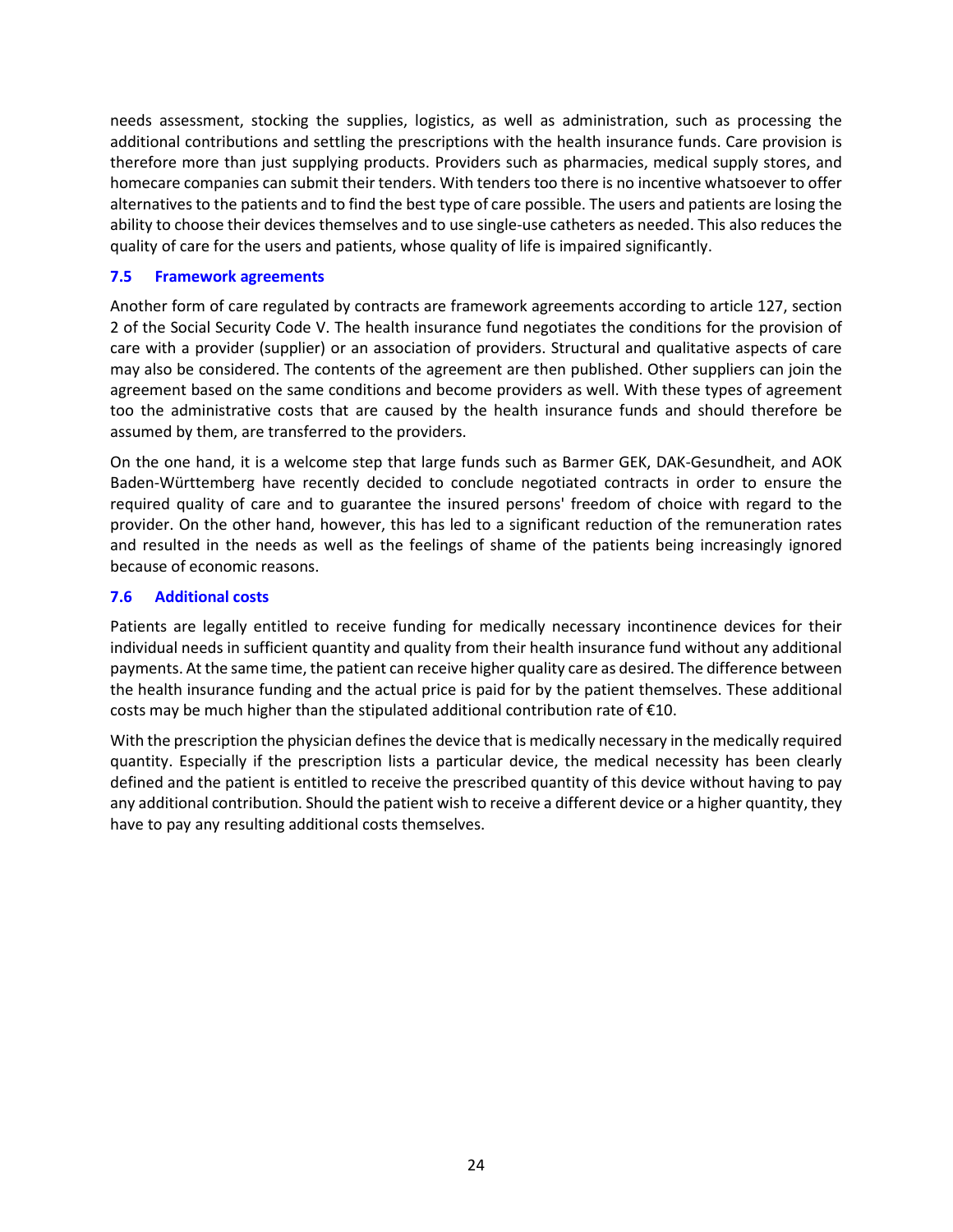needs assessment, stocking the supplies, logistics, as well as administration, such as processing the additional contributions and settling the prescriptions with the health insurance funds. Care provision is therefore more than just supplying products. Providers such as pharmacies, medical supply stores, and homecare companies can submit their tenders. With tenders too there is no incentive whatsoever to offer alternatives to the patients and to find the best type of care possible. The users and patients are losing the ability to choose their devices themselves and to use single-use catheters as needed. This also reduces the quality of care for the users and patients, whose quality of life is impaired significantly.

### 7.5 Framework agreements

Another form of care regulated by contracts are framework agreements according to article 127, section 2 of the Social Security Code V. The health insurance fund negotiates the conditions for the provision of care with a provider (supplier) or an association of providers. Structural and qualitative aspects of care may also be considered. The contents of the agreement are then published. Other suppliers can join the agreement based on the same conditions and become providers as well. With these types of agreement too the administrative costs that are caused by the health insurance funds and should therefore be assumed by them, are transferred to the providers.

On the one hand, it is a welcome step that large funds such as Barmer GEK, DAK-Gesundheit, and AOK Baden-Württemberg have recently decided to conclude negotiated contracts in order to ensure the required quality of care and to guarantee the insured persons' freedom of choice with regard to the provider. On the other hand, however, this has led to a significant reduction of the remuneration rates and resulted in the needs as well as the feelings of shame of the patients being increasingly ignored because of economic reasons.

### 7.6 Additional costs

Patients are legally entitled to receive funding for medically necessary incontinence devices for their individual needs in sufficient quantity and quality from their health insurance fund without any additional payments. At the same time, the patient can receive higher quality care as desired. The difference between the health insurance funding and the actual price is paid for by the patient themselves. These additional costs may be much higher than the stipulated additional contribution rate of €10.

With the prescription the physician defines the device that is medically necessary in the medically required quantity. Especially if the prescription lists a particular device, the medical necessity has been clearly defined and the patient is entitled to receive the prescribed quantity of this device without having to pay any additional contribution. Should the patient wish to receive a different device or a higher quantity, they have to pay any resulting additional costs themselves.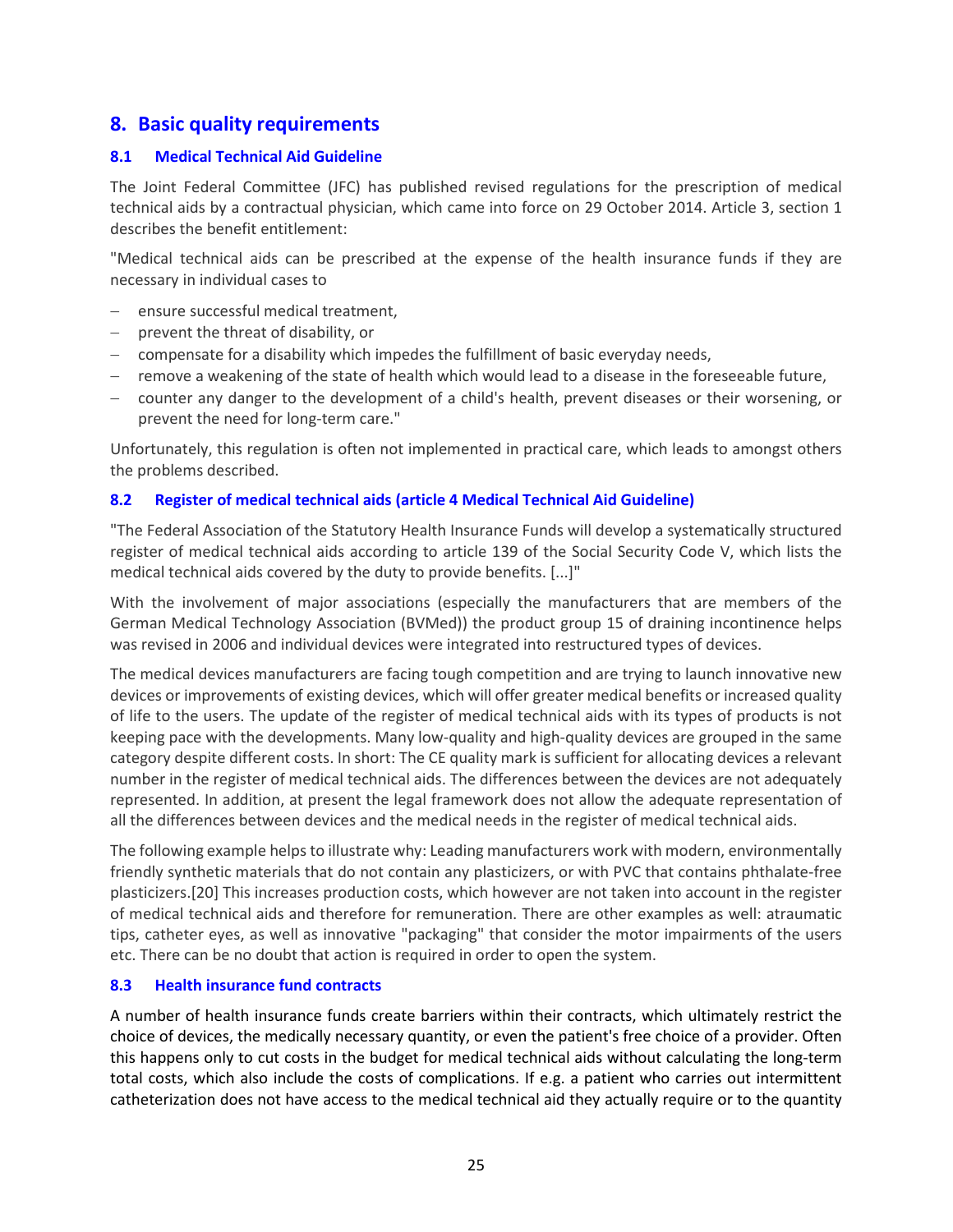# 8. Basic quality requirements

## 8.1 Medical Technical Aid Guideline

The Joint Federal Committee (JFC) has published revised regulations for the prescription of medical technical aids by a contractual physician, which came into force on 29 October 2014. Article 3, section 1 describes the benefit entitlement:

"Medical technical aids can be prescribed at the expense of the health insurance funds if they are necessary in individual cases to

- ensure successful medical treatment,
- prevent the threat of disability, or
- compensate for a disability which impedes the fulfillment of basic everyday needs,
- remove a weakening of the state of health which would lead to a disease in the foreseeable future,
- counter any danger to the development of a child's health, prevent diseases or their worsening, or prevent the need for long-term care."

Unfortunately, this regulation is often not implemented in practical care, which leads to amongst others the problems described.

## 8.2 Register of medical technical aids (article 4 Medical Technical Aid Guideline)

"The Federal Association of the Statutory Health Insurance Funds will develop a systematically structured register of medical technical aids according to article 139 of the Social Security Code V, which lists the medical technical aids covered by the duty to provide benefits. [...]"

With the involvement of major associations (especially the manufacturers that are members of the German Medical Technology Association (BVMed)) the product group 15 of draining incontinence helps was revised in 2006 and individual devices were integrated into restructured types of devices.

The medical devices manufacturers are facing tough competition and are trying to launch innovative new devices or improvements of existing devices, which will offer greater medical benefits or increased quality of life to the users. The update of the register of medical technical aids with its types of products is not keeping pace with the developments. Many low-quality and high-quality devices are grouped in the same category despite different costs. In short: The CE quality mark is sufficient for allocating devices a relevant number in the register of medical technical aids. The differences between the devices are not adequately represented. In addition, at present the legal framework does not allow the adequate representation of all the differences between devices and the medical needs in the register of medical technical aids.

The following example helps to illustrate why: Leading manufacturers work with modern, environmentally friendly synthetic materials that do not contain any plasticizers, or with PVC that contains phthalate-free plasticizers.[20] This increases production costs, which however are not taken into account in the register of medical technical aids and therefore for remuneration. There are other examples as well: atraumatic tips, catheter eyes, as well as innovative "packaging" that consider the motor impairments of the users etc. There can be no doubt that action is required in order to open the system.

## 8.3 Health insurance fund contracts

A number of health insurance funds create barriers within their contracts, which ultimately restrict the choice of devices, the medically necessary quantity, or even the patient's free choice of a provider. Often this happens only to cut costs in the budget for medical technical aids without calculating the long-term total costs, which also include the costs of complications. If e.g. a patient who carries out intermittent catheterization does not have access to the medical technical aid they actually require or to the quantity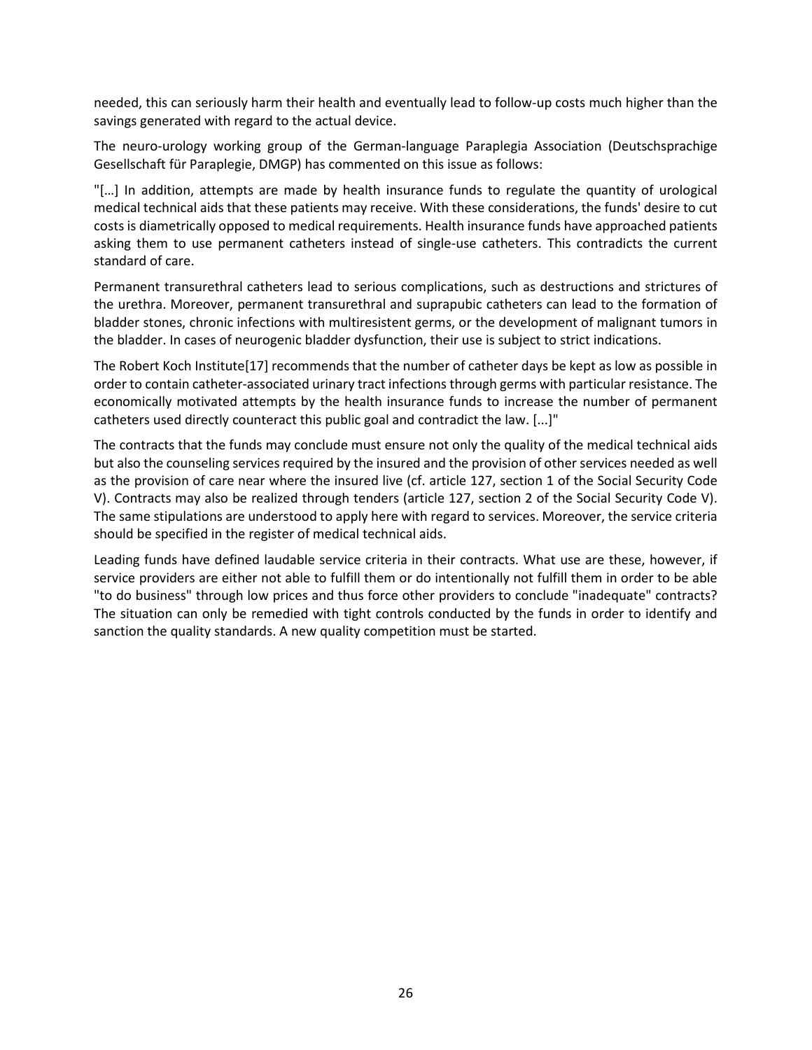needed, this can seriously harm their health and eventually lead to follow-up costs much higher than the savings generated with regard to the actual device.

The neuro-urology working group of the German-language Paraplegia Association (Deutschsprachige Gesellschaft für Paraplegie, DMGP) has commented on this issue as follows:

"[…] In addition, attempts are made by health insurance funds to regulate the quantity of urological medical technical aids that these patients may receive. With these considerations, the funds' desire to cut costs is diametrically opposed to medical requirements. Health insurance funds have approached patients asking them to use permanent catheters instead of single-use catheters. This contradicts the current standard of care.

Permanent transurethral catheters lead to serious complications, such as destructions and strictures of the urethra. Moreover, permanent transurethral and suprapubic catheters can lead to the formation of bladder stones, chronic infections with multiresistent germs, or the development of malignant tumors in the bladder. In cases of neurogenic bladder dysfunction, their use is subject to strict indications.

The Robert Koch Institute[17] recommends that the number of catheter days be kept as low as possible in order to contain catheter-associated urinary tract infections through germs with particular resistance. The economically motivated attempts by the health insurance funds to increase the number of permanent catheters used directly counteract this public goal and contradict the law. [...]"

The contracts that the funds may conclude must ensure not only the quality of the medical technical aids but also the counseling services required by the insured and the provision of other services needed as well as the provision of care near where the insured live (cf. article 127, section 1 of the Social Security Code V). Contracts may also be realized through tenders (article 127, section 2 of the Social Security Code V). The same stipulations are understood to apply here with regard to services. Moreover, the service criteria should be specified in the register of medical technical aids.

Leading funds have defined laudable service criteria in their contracts. What use are these, however, if service providers are either not able to fulfill them or do intentionally not fulfill them in order to be able "to do business" through low prices and thus force other providers to conclude "inadequate" contracts? The situation can only be remedied with tight controls conducted by the funds in order to identify and sanction the quality standards. A new quality competition must be started.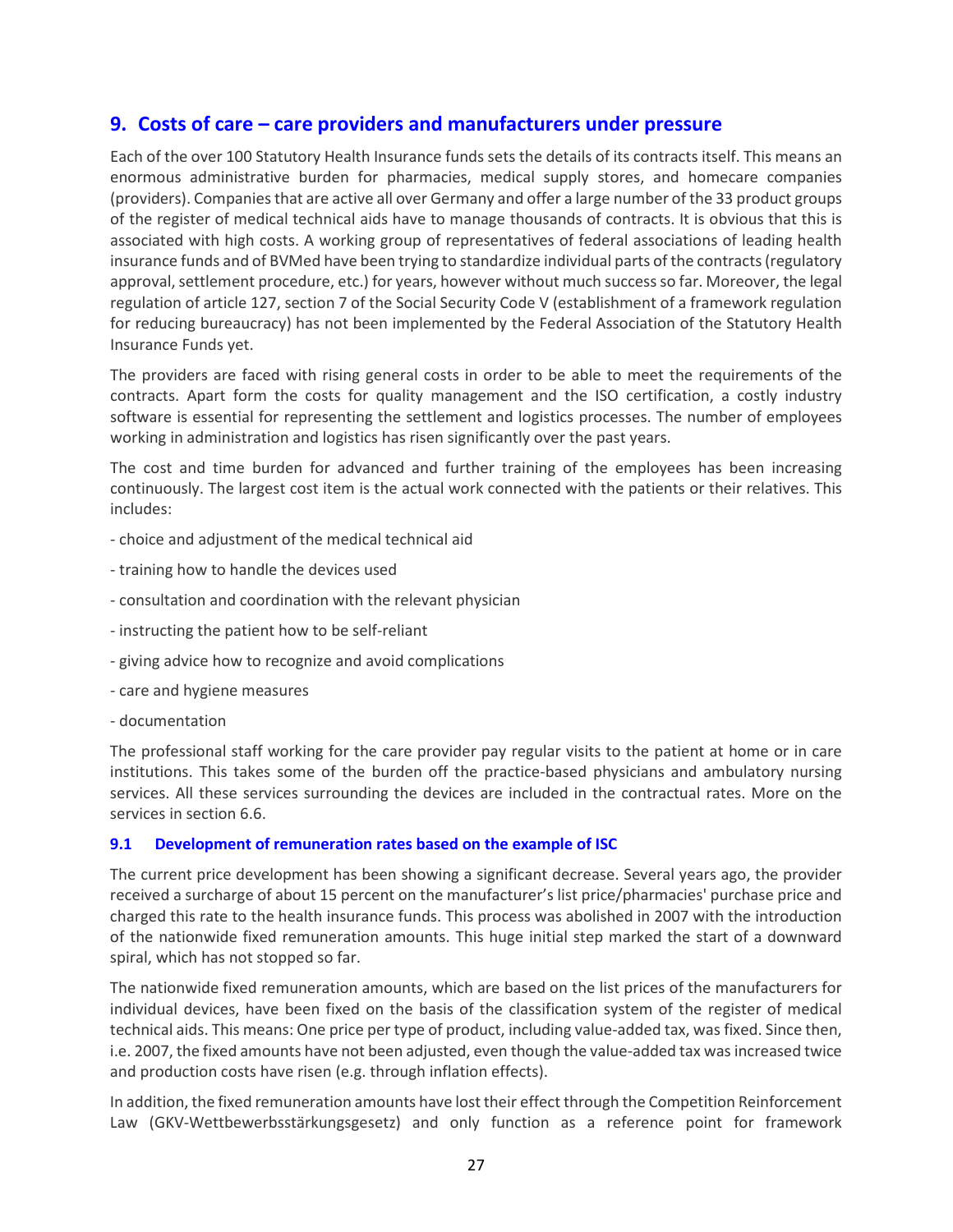## 9. Costs of care – care providers and manufacturers under pressure

Each of the over 100 Statutory Health Insurance funds sets the details of its contracts itself. This means an enormous administrative burden for pharmacies, medical supply stores, and homecare companies (providers). Companies that are active all over Germany and offer a large number of the 33 product groups of the register of medical technical aids have to manage thousands of contracts. It is obvious that this is associated with high costs. A working group of representatives of federal associations of leading health insurance funds and of BVMed have been trying to standardize individual parts of the contracts (regulatory approval, settlement procedure, etc.) for years, however without much success so far. Moreover, the legal regulation of article 127, section 7 of the Social Security Code V (establishment of a framework regulation for reducing bureaucracy) has not been implemented by the Federal Association of the Statutory Health Insurance Funds yet.

The providers are faced with rising general costs in order to be able to meet the requirements of the contracts. Apart form the costs for quality management and the ISO certification, a costly industry software is essential for representing the settlement and logistics processes. The number of employees working in administration and logistics has risen significantly over the past years.

The cost and time burden for advanced and further training of the employees has been increasing continuously. The largest cost item is the actual work connected with the patients or their relatives. This includes:

- choice and adjustment of the medical technical aid
- training how to handle the devices used
- consultation and coordination with the relevant physician
- instructing the patient how to be self-reliant
- giving advice how to recognize and avoid complications
- care and hygiene measures
- documentation

The professional staff working for the care provider pay regular visits to the patient at home or in care institutions. This takes some of the burden off the practice-based physicians and ambulatory nursing services. All these services surrounding the devices are included in the contractual rates. More on the services in section 6.6.

### 9.1 Development of remuneration rates based on the example of ISC

The current price development has been showing a significant decrease. Several years ago, the provider received a surcharge of about 15 percent on the manufacturer's list price/pharmacies' purchase price and charged this rate to the health insurance funds. This process was abolished in 2007 with the introduction of the nationwide fixed remuneration amounts. This huge initial step marked the start of a downward spiral, which has not stopped so far.

The nationwide fixed remuneration amounts, which are based on the list prices of the manufacturers for individual devices, have been fixed on the basis of the classification system of the register of medical technical aids. This means: One price per type of product, including value-added tax, was fixed. Since then, i.e. 2007, the fixed amounts have not been adjusted, even though the value-added tax was increased twice and production costs have risen (e.g. through inflation effects).

In addition, the fixed remuneration amounts have lost their effect through the Competition Reinforcement Law (GKV-Wettbewerbsstärkungsgesetz) and only function as a reference point for framework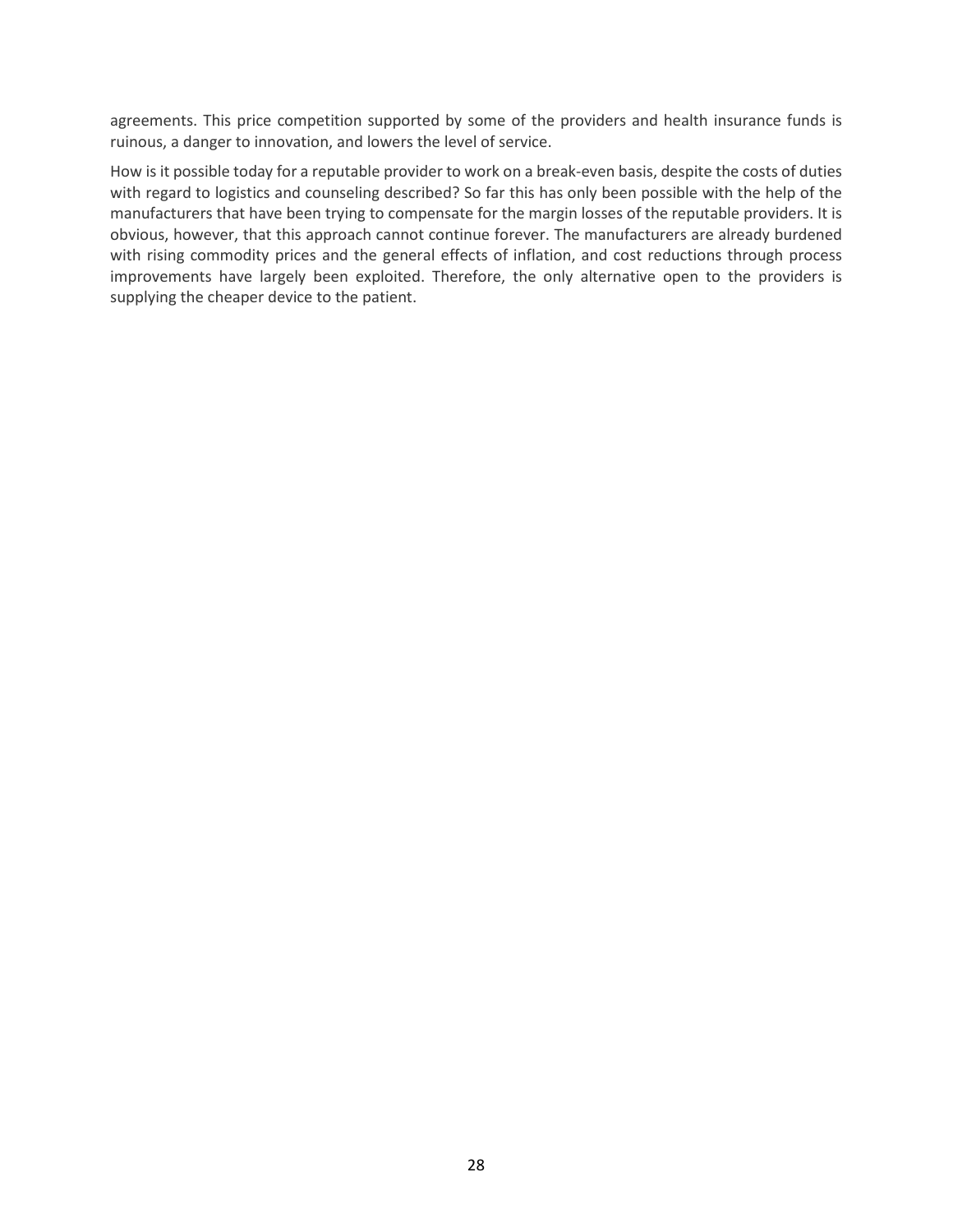agreements. This price competition supported by some of the providers and health insurance funds is ruinous, a danger to innovation, and lowers the level of service.

How is it possible today for a reputable provider to work on a break-even basis, despite the costs of duties with regard to logistics and counseling described? So far this has only been possible with the help of the manufacturers that have been trying to compensate for the margin losses of the reputable providers. It is obvious, however, that this approach cannot continue forever. The manufacturers are already burdened with rising commodity prices and the general effects of inflation, and cost reductions through process improvements have largely been exploited. Therefore, the only alternative open to the providers is supplying the cheaper device to the patient.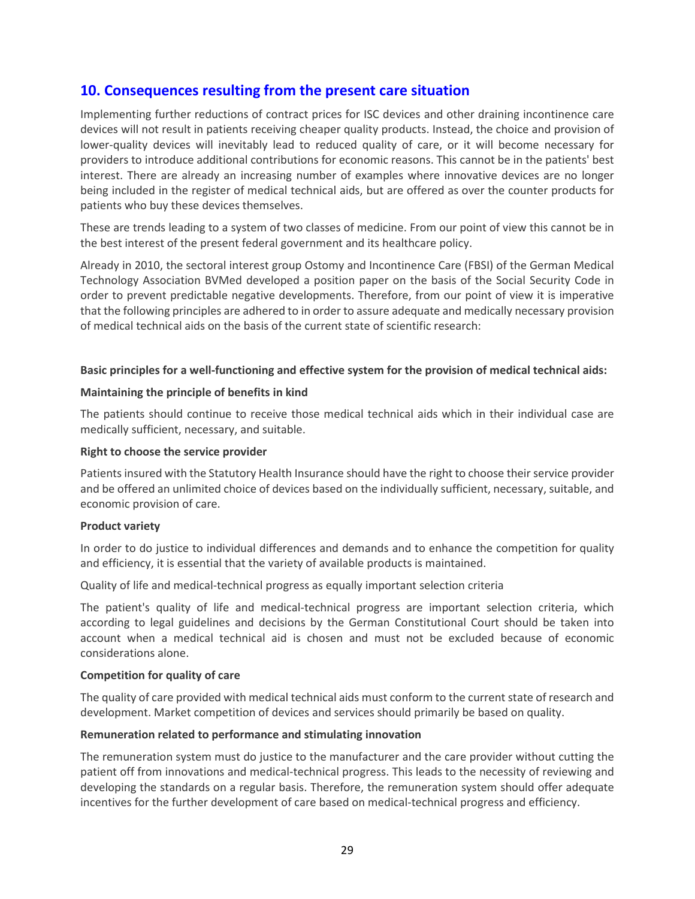## 10. Consequences resulting from the present care situation

Implementing further reductions of contract prices for ISC devices and other draining incontinence care devices will not result in patients receiving cheaper quality products. Instead, the choice and provision of lower-quality devices will inevitably lead to reduced quality of care, or it will become necessary for providers to introduce additional contributions for economic reasons. This cannot be in the patients' best interest. There are already an increasing number of examples where innovative devices are no longer being included in the register of medical technical aids, but are offered as over the counter products for patients who buy these devices themselves.

These are trends leading to a system of two classes of medicine. From our point of view this cannot be in the best interest of the present federal government and its healthcare policy.

Already in 2010, the sectoral interest group Ostomy and Incontinence Care (FBSI) of the German Medical Technology Association BVMed developed a position paper on the basis of the Social Security Code in order to prevent predictable negative developments. Therefore, from our point of view it is imperative that the following principles are adhered to in order to assure adequate and medically necessary provision of medical technical aids on the basis of the current state of scientific research:

**Basic principles for a well-functioning and effective system for the provision of medical technical aids:**

**Maintaining the principle of benefits in kind**

The patients should continue to receive those medical technical aids which in their individual case are medically sufficient, necessary, and suitable.

**Right to choose the service provider**

Patients insured with the Statutory Health Insurance should have the right to choose their service provider and be offered an unlimited choice of devices based on the individually sufficient, necessary, suitable, and economic provision of care.

**Product variety**

In order to do justice to individual differences and demands and to enhance the competition for quality and efficiency, it is essential that the variety of available products is maintained.

Quality of life and medical-technical progress as equally important selection criteria

The patient's quality of life and medical-technical progress are important selection criteria, which according to legal guidelines and decisions by the German Constitutional Court should be taken into account when a medical technical aid is chosen and must not be excluded because of economic considerations alone.

**Competition for quality of care**

The quality of care provided with medical technical aids must conform to the current state of research and development. Market competition of devices and services should primarily be based on quality.

**Remuneration related to performance and stimulating innovation**

The remuneration system must do justice to the manufacturer and the care provider without cutting the patient off from innovations and medical-technical progress. This leads to the necessity of reviewing and developing the standards on a regular basis. Therefore, the remuneration system should offer adequate incentives for the further development of care based on medical-technical progress and efficiency.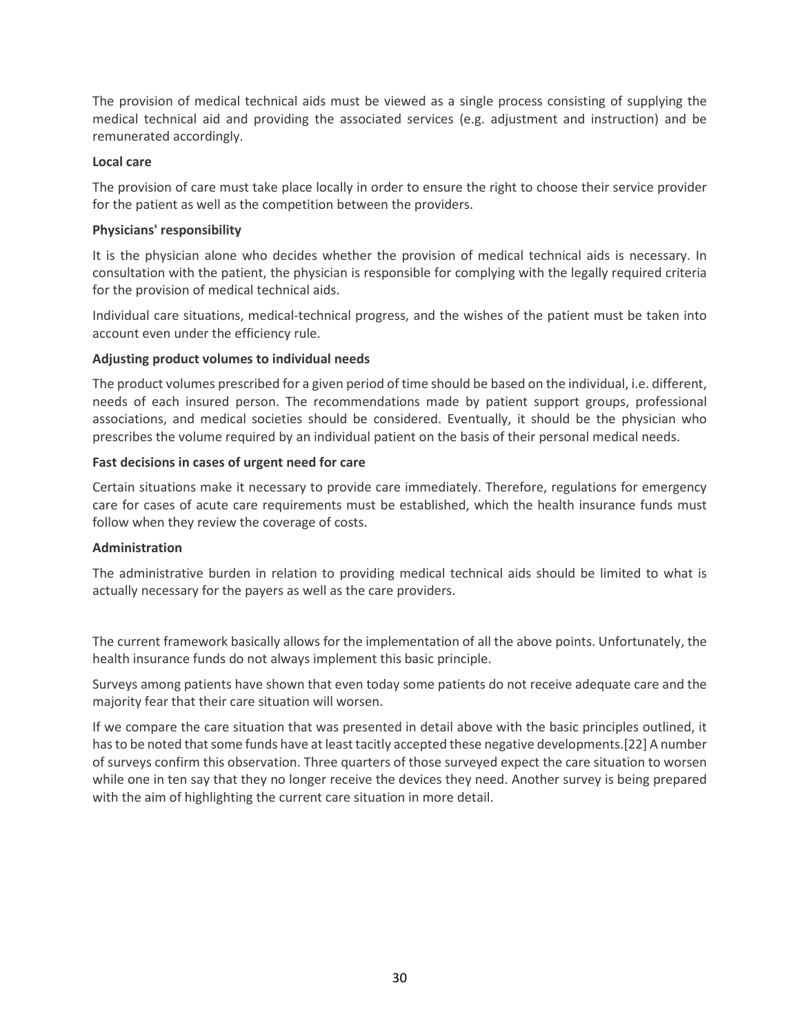The provision of medical technical aids must be viewed as a single process consisting of supplying the medical technical aid and providing the associated services (e.g. adjustment and instruction) and be remunerated accordingly.

**Local care**

The provision of care must take place locally in order to ensure the right to choose their service provider for the patient as well as the competition between the providers.

**Physicians' responsibility**

It is the physician alone who decides whether the provision of medical technical aids is necessary. In consultation with the patient, the physician is responsible for complying with the legally required criteria for the provision of medical technical aids.

Individual care situations, medical-technical progress, and the wishes of the patient must be taken into account even under the efficiency rule.

**Adjusting product volumes to individual needs**

The product volumes prescribed for a given period of time should be based on the individual, i.e. different, needs of each insured person. The recommendations made by patient support groups, professional associations, and medical societies should be considered. Eventually, it should be the physician who prescribes the volume required by an individual patient on the basis of their personal medical needs.

**Fast decisions in cases of urgent need for care**

Certain situations make it necessary to provide care immediately. Therefore, regulations for emergency care for cases of acute care requirements must be established, which the health insurance funds must follow when they review the coverage of costs.

**Administration**

The administrative burden in relation to providing medical technical aids should be limited to what is actually necessary for the payers as well as the care providers.

The current framework basically allows for the implementation of all the above points. Unfortunately, the health insurance funds do not always implement this basic principle.

Surveys among patients have shown that even today some patients do not receive adequate care and the majority fear that their care situation will worsen.

If we compare the care situation that was presented in detail above with the basic principles outlined, it has to be noted that some funds have at least tacitly accepted these negative developments.[22] A number of surveys confirm this observation. Three quarters of those surveyed expect the care situation to worsen while one in ten say that they no longer receive the devices they need. Another survey is being prepared with the aim of highlighting the current care situation in more detail.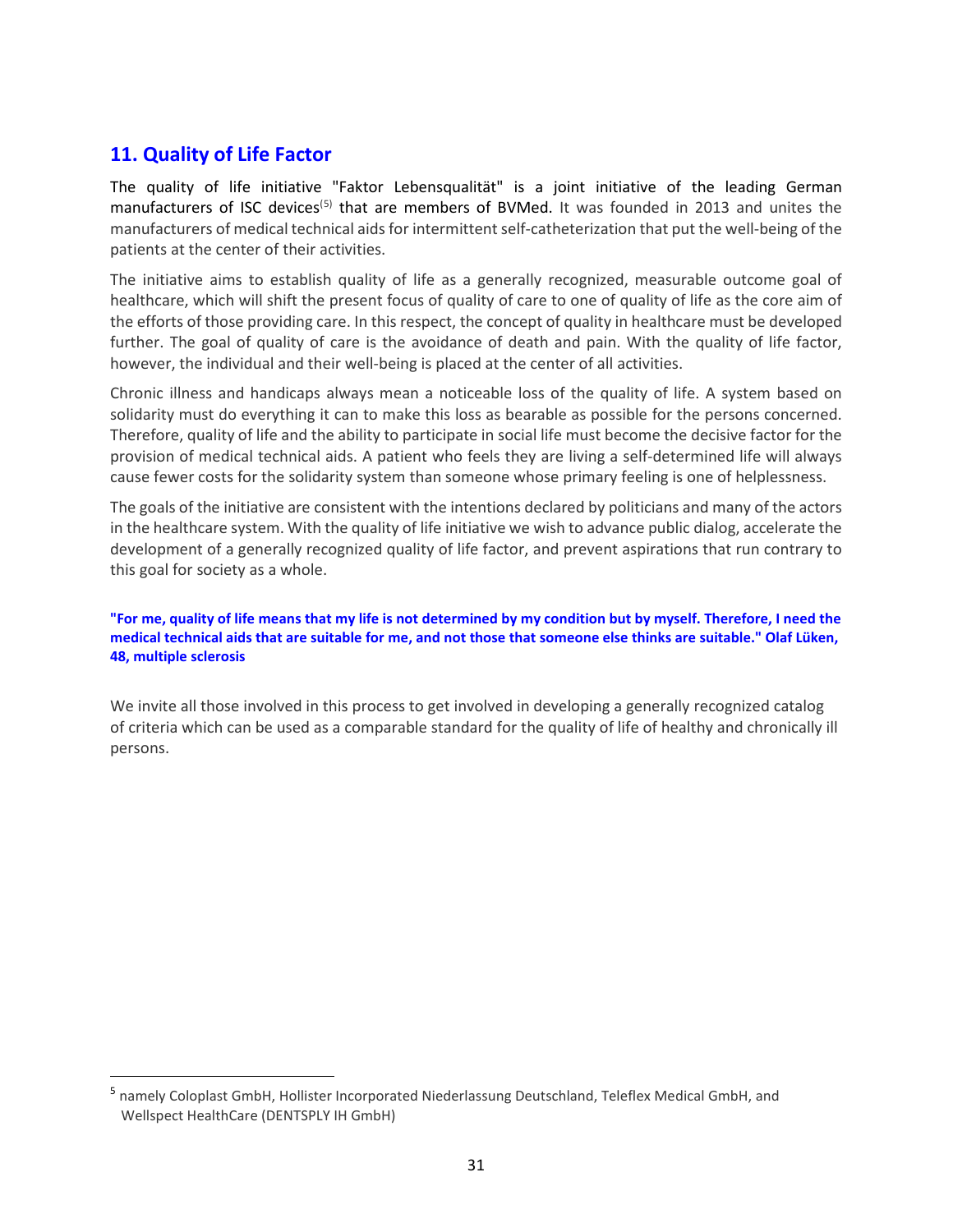## 11. Quality of Life Factor

The quality of life initiative "Faktor Lebensqualität" is a joint initiative of the leading German manufacturers of ISC devices[5] that are members of BVMed. It was founded in 2013 and unites the manufacturers of medical technical aids for intermittent self-catheterization that put the well-being of the patients at the center of their activities.

The initiative aims to establish quality of life as a generally recognized, measurable outcome goal of healthcare, which will shift the present focus of quality of care to one of quality of life as the core aim of the efforts of those providing care. In this respect, the concept of quality in healthcare must be developed further. The goal of quality of care is the avoidance of death and pain. With the quality of life factor, however, the individual and their well-being is placed at the center of all activities.

Chronic illness and handicaps always mean a noticeable loss of the quality of life. A system based on solidarity must do everything it can to make this loss as bearable as possible for the persons concerned. Therefore, quality of life and the ability to participate in social life must become the decisive factor for the provision of medical technical aids. A patient who feels they are living a self-determined life will always cause fewer costs for the solidarity system than someone whose primary feeling is one of helplessness.

The goals of the initiative are consistent with the intentions declared by politicians and many of the actors in the healthcare system. With the quality of life initiative we wish to advance public dialog, accelerate the development of a generally recognized quality of life factor, and prevent aspirations that run contrary to this goal for society as a whole.

**"For me, quality of life means that my life is not determined by my condition but by myself. Therefore, I need the medical technical aids that are suitable for me, and not those that someone else thinks are suitable." Olaf Lüken, 48, multiple sclerosis**

We invite all those involved in this process to get involved in developing a generally recognized catalog of criteria which can be used as a comparable standard for the quality of life of healthy and chronically ill persons.

---

[5] namely Coloplast GmbH, Hollister Incorporated Niederlassung Deutschland, Teleflex Medical GmbH, and Wellspect HealthCare (DENTSPLY IH GmbH)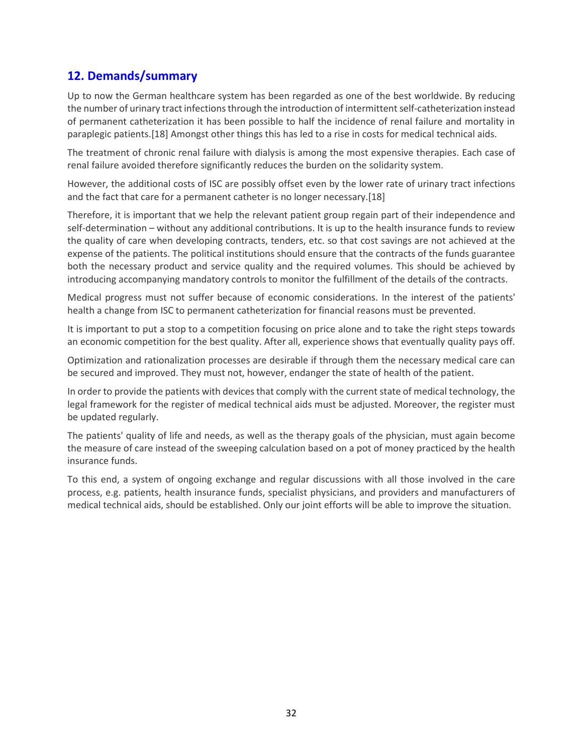## 12. Demands/summary

Up to now the German healthcare system has been regarded as one of the best worldwide. By reducing the number of urinary tract infections through the introduction of intermittent self-catheterization instead of permanent catheterization it has been possible to half the incidence of renal failure and mortality in paraplegic patients.[18] Amongst other things this has led to a rise in costs for medical technical aids.

The treatment of chronic renal failure with dialysis is among the most expensive therapies. Each case of renal failure avoided therefore significantly reduces the burden on the solidarity system.

However, the additional costs of ISC are possibly offset even by the lower rate of urinary tract infections and the fact that care for a permanent catheter is no longer necessary.[18]

Therefore, it is important that we help the relevant patient group regain part of their independence and self-determination – without any additional contributions. It is up to the health insurance funds to review the quality of care when developing contracts, tenders, etc. so that cost savings are not achieved at the expense of the patients. The political institutions should ensure that the contracts of the funds guarantee both the necessary product and service quality and the required volumes. This should be achieved by introducing accompanying mandatory controls to monitor the fulfillment of the details of the contracts.

Medical progress must not suffer because of economic considerations. In the interest of the patients' health a change from ISC to permanent catheterization for financial reasons must be prevented.

It is important to put a stop to a competition focusing on price alone and to take the right steps towards an economic competition for the best quality. After all, experience shows that eventually quality pays off.

Optimization and rationalization processes are desirable if through them the necessary medical care can be secured and improved. They must not, however, endanger the state of health of the patient.

In order to provide the patients with devices that comply with the current state of medical technology, the legal framework for the register of medical technical aids must be adjusted. Moreover, the register must be updated regularly.

The patients' quality of life and needs, as well as the therapy goals of the physician, must again become the measure of care instead of the sweeping calculation based on a pot of money practiced by the health insurance funds.

To this end, a system of ongoing exchange and regular discussions with all those involved in the care process, e.g. patients, health insurance funds, specialist physicians, and providers and manufacturers of medical technical aids, should be established. Only our joint efforts will be able to improve the situation.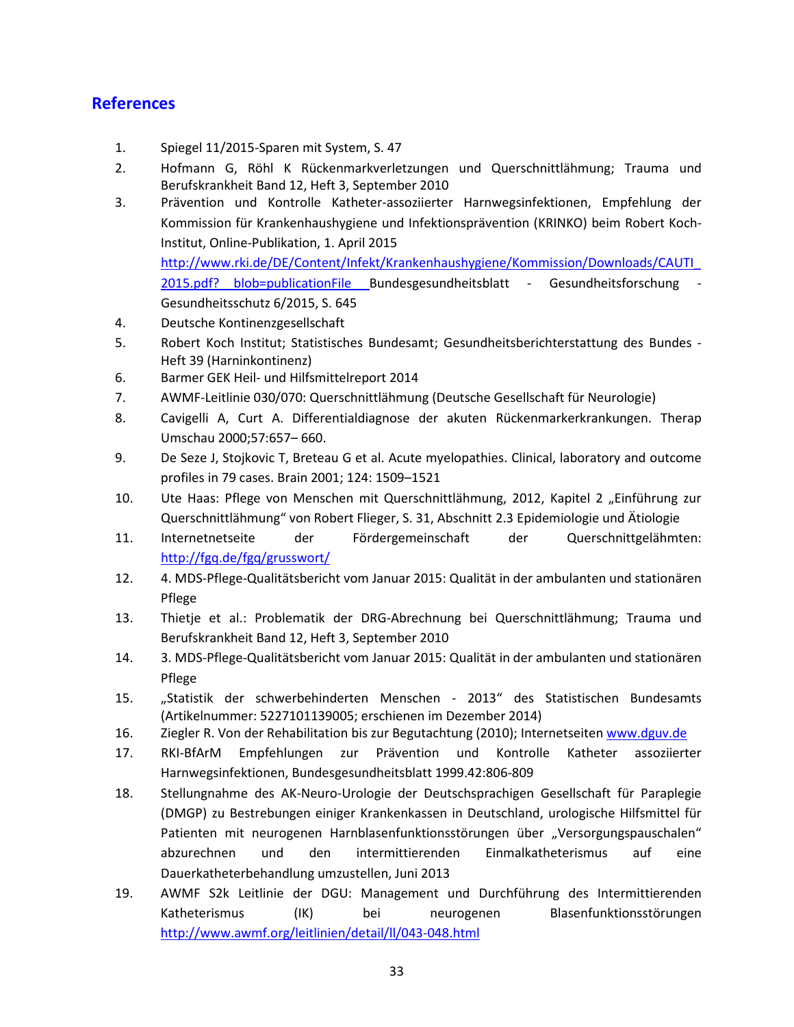## References

1. Spiegel 11/2015-Sparen mit System, S. 47
2. Hofmann G, Röhl K Rückenmarkverletzungen und Querschnittlähmung; Trauma und Berufskrankheit Band 12, Heft 3, September 2010
3. Prävention und Kontrolle Katheter-assoziierter Harnwegsinfektionen, Empfehlung der Kommission für Krankenhaushygiene und Infektionsprävention (KRINKO) beim Robert Koch-Institut, Online-Publikation, 1. April 2015 http://www.rki.de/DE/Content/Infekt/Krankenhaushygiene/Kommission/Downloads/CAUTI_2015.pdf?__blob=publicationFile Bundesgesundheitsblatt - Gesundheitsforschung - Gesundheitsschutz 6/2015, S. 645
4. Deutsche Kontinenzgesellschaft
5. Robert Koch Institut; Statistisches Bundesamt; Gesundheitsberichterstattung des Bundes - Heft 39 (Harninkontinenz)
6. Barmer GEK Heil- und Hilfsmittelreport 2014
7. AWMF-Leitlinie 030/070: Querschnittlähmung (Deutsche Gesellschaft für Neurologie)
8. Cavigelli A, Curt A. Differentialdiagnose der akuten Rückenmarkerkrankungen. Therap Umschau 2000;57:657– 660.
9. De Seze J, Stojkovic T, Breteau G et al. Acute myelopathies. Clinical, laboratory and outcome profiles in 79 cases. Brain 2001; 124: 1509–1521
10. Ute Haas: Pflege von Menschen mit Querschnittlähmung, 2012, Kapitel 2 „Einführung zur Querschnittlähmung" von Robert Flieger, S. 31, Abschnitt 2.3 Epidemiologie und Ätiologie
11. Internetseite der Fördergemeinschaft der Querschnittgelähmten: http://fgq.de/fgq/grusswort/
12. 4. MDS-Pflege-Qualitätsbericht vom Januar 2015: Qualität in der ambulanten und stationären Pflege
13. Thietje et al.: Problematik der DRG-Abrechnung bei Querschnittlähmung; Trauma und Berufskrankheit Band 12, Heft 3, September 2010
14. 3. MDS-Pflege-Qualitätsbericht vom Januar 2015: Qualität in der ambulanten und stationären Pflege
15. „Statistik der schwerbehinderten Menschen - 2013" des Statistischen Bundesamts (Artikelnummer: 5227101139005; erschienen im Dezember 2014)
16. Ziegler R. Von der Rehabilitation bis zur Begutachtung (2010); Internetseiten www.dguv.de
17. RKI-BfArM Empfehlungen zur Prävention und Kontrolle Katheter assoziierter Harnwegsinfektionen, Bundesgesundheitsblatt 1999.42:806-809
18. Stellungnahme des AK-Neuro-Urologie der Deutschsprachigen Gesellschaft für Paraplegie (DMGP) zu Bestrebungen einiger Krankenkassen in Deutschland, urologische Hilfsmittel für Patienten mit neurogenen Harnblasenfunktionsstörungen über „Versorgungspauschalen" abzurechnen und den intermittierenden Einmalkatheterismus auf eine Dauerkatheterbehandlung umzustellen, Juni 2013
19. AWMF S2k Leitlinie der DGU: Management und Durchführung des Intermittierenden Katheterismus (IK) bei neurogenen Blasenfunktionsstörungen http://www.awmf.org/leitlinien/detail/ll/043-048.html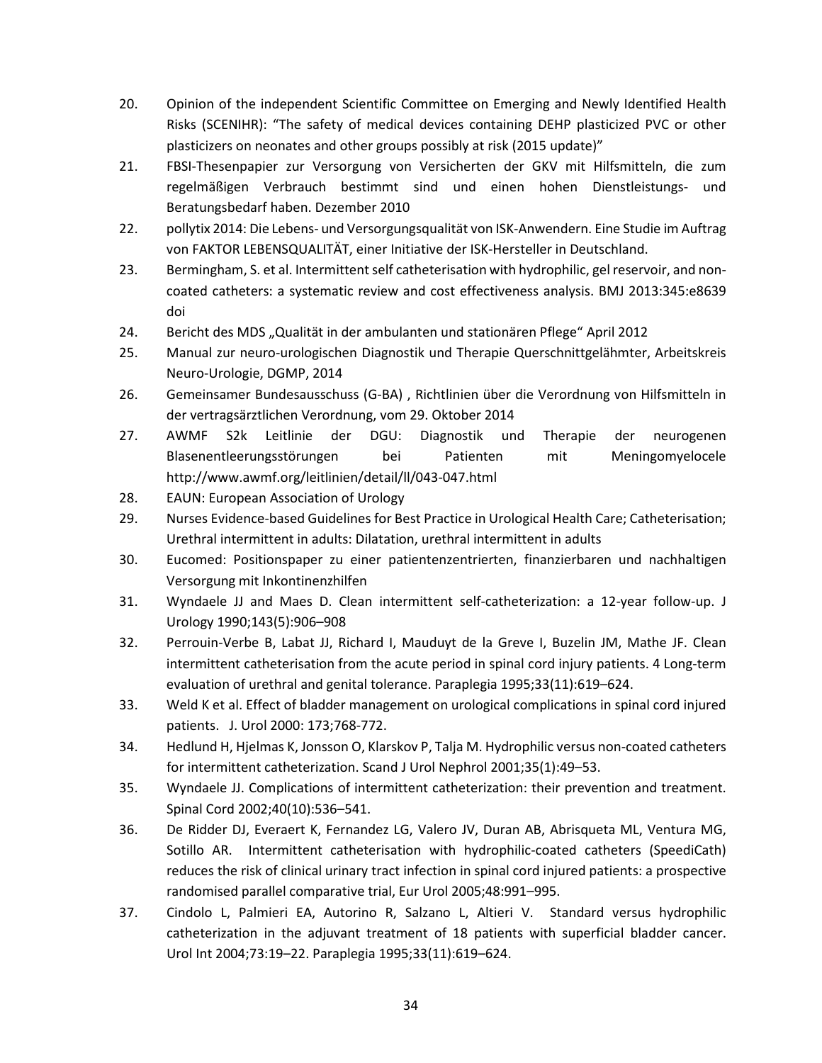20. Opinion of the independent Scientific Committee on Emerging and Newly Identified Health Risks (SCENIHR): "The safety of medical devices containing DEHP plasticized PVC or other plasticizers on neonates and other groups possibly at risk (2015 update)"
21. FBSI-Thesenpapier zur Versorgung von Versicherten der GKV mit Hilfsmitteln, die zum regelmäßigen Verbrauch bestimmt sind und einen hohen Dienstleistungs- und Beratungsbedarf haben. Dezember 2010
22. pollytix 2014: Die Lebens- und Versorgungsqualität von ISK-Anwendern. Eine Studie im Auftrag von FAKTOR LEBENSQUALITÄT, einer Initiative der ISK-Hersteller in Deutschland.
23. Bermingham, S. et al. Intermittent self catheterisation with hydrophilic, gel reservoir, and non-coated catheters: a systematic review and cost effectiveness analysis. BMJ 2013:345:e8639 doi
24. Bericht des MDS „Qualität in der ambulanten und stationären Pflege" April 2012
25. Manual zur neuro-urologischen Diagnostik und Therapie Querschnittgelähmter, Arbeitskreis Neuro-Urologie, DGMP, 2014
26. Gemeinsamer Bundesausschuss (G-BA) , Richtlinien über die Verordnung von Hilfsmitteln in der vertragsärztlichen Verordnung, vom 29. Oktober 2014
27. AWMF S2k Leitlinie der DGU: Diagnostik und Therapie der neurogenen Blasenentleerungsstörungen bei Patienten mit Meningomyelocele http://www.awmf.org/leitlinien/detail/ll/043-047.html
28. EAUN: European Association of Urology
29. Nurses Evidence-based Guidelines for Best Practice in Urological Health Care; Catheterisation; Urethral intermittent in adults: Dilatation, urethral intermittent in adults
30. Eucomed: Positionspaper zu einer patientenzentrierten, finanzierbaren und nachhaltigen Versorgung mit Inkontinenzhilfen
31. Wyndaele JJ and Maes D. Clean intermittent self-catheterization: a 12-year follow-up. J Urology 1990;143(5):906–908
32. Perrouin-Verbe B, Labat JJ, Richard I, Mauduyt de la Greve I, Buzelin JM, Mathe JF. Clean intermittent catheterisation from the acute period in spinal cord injury patients. 4 Long-term evaluation of urethral and genital tolerance. Paraplegia 1995;33(11):619–624.
33. Weld K et al. Effect of bladder management on urological complications in spinal cord injured patients. J. Urol 2000: 173;768-772.
34. Hedlund H, Hjelmas K, Jonsson O, Klarskov P, Talja M. Hydrophilic versus non-coated catheters for intermittent catheterization. Scand J Urol Nephrol 2001;35(1):49–53.
35. Wyndaele JJ. Complications of intermittent catheterization: their prevention and treatment. Spinal Cord 2002;40(10):536–541.
36. De Ridder DJ, Everaert K, Fernandez LG, Valero JV, Duran AB, Abrisqueta ML, Ventura MG, Sotillo AR. Intermittent catheterisation with hydrophilic-coated catheters (SpeediCath) reduces the risk of clinical urinary tract infection in spinal cord injured patients: a prospective randomised parallel comparative trial, Eur Urol 2005;48:991–995.
37. Cindolo L, Palmieri EA, Autorino R, Salzano L, Altieri V. Standard versus hydrophilic catheterization in the adjuvant treatment of 18 patients with superficial bladder cancer. Urol Int 2004;73:19–22. Paraplegia 1995;33(11):619–624.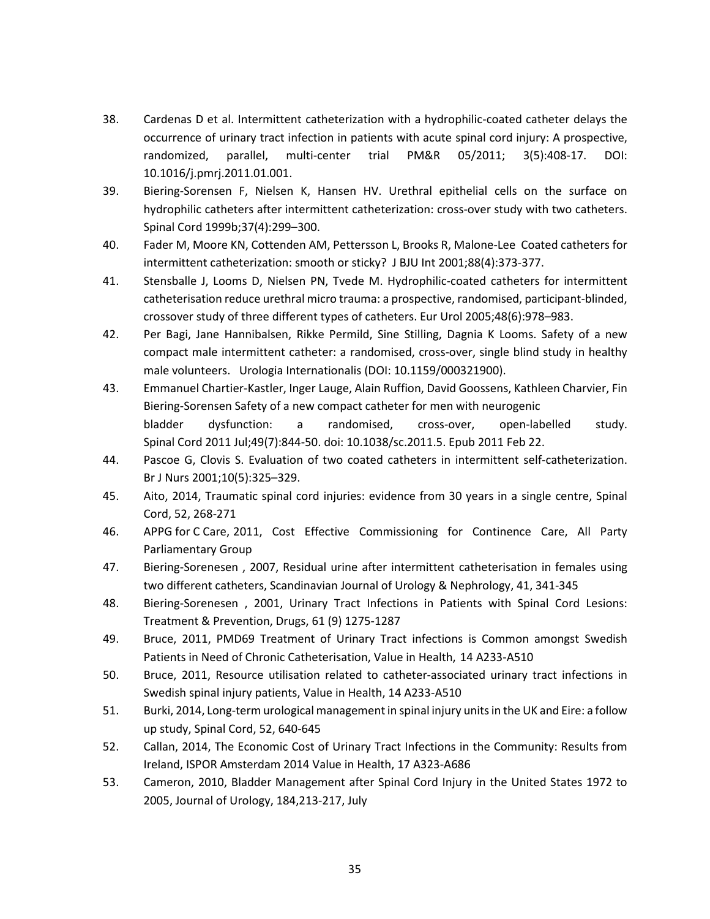38. Cardenas D et al. Intermittent catheterization with a hydrophilic-coated catheter delays the occurrence of urinary tract infection in patients with acute spinal cord injury: A prospective, randomized, parallel, multi-center trial PM&R 05/2011; 3(5):408-17. DOI: 10.1016/j.pmrj.2011.01.001.
39. Biering-Sorensen F, Nielsen K, Hansen HV. Urethral epithelial cells on the surface on hydrophilic catheters after intermittent catheterization: cross-over study with two catheters. Spinal Cord 1999b;37(4):299–300.
40. Fader M, Moore KN, Cottenden AM, Pettersson L, Brooks R, Malone-Lee Coated catheters for intermittent catheterization: smooth or sticky? J BJU Int 2001;88(4):373-377.
41. Stensballe J, Looms D, Nielsen PN, Tvede M. Hydrophilic-coated catheters for intermittent catheterisation reduce urethral micro trauma: a prospective, randomised, participant-blinded, crossover study of three different types of catheters. Eur Urol 2005;48(6):978–983.
42. Per Bagi, Jane Hannibalsen, Rikke Permild, Sine Stilling, Dagnia K Looms. Safety of a new compact male intermittent catheter: a randomised, cross-over, single blind study in healthy male volunteers. Urologia Internationalis (DOI: 10.1159/000321900).
43. Emmanuel Chartier-Kastler, Inger Lauge, Alain Ruffion, David Goossens, Kathleen Charvier, Fin Biering-Sorensen Safety of a new compact catheter for men with neurogenic bladder dysfunction: a randomised, cross-over, open-labelled study. Spinal Cord 2011 Jul;49(7):844-50. doi: 10.1038/sc.2011.5. Epub 2011 Feb 22.
44. Pascoe G, Clovis S. Evaluation of two coated catheters in intermittent self-catheterization. Br J Nurs 2001;10(5):325–329.
45. Aito, 2014, Traumatic spinal cord injuries: evidence from 30 years in a single centre, Spinal Cord, 52, 268-271
46. APPG for C Care, 2011, Cost Effective Commissioning for Continence Care, All Party Parliamentary Group
47. Biering-Sorenesen , 2007, Residual urine after intermittent catheterisation in females using two different catheters, Scandinavian Journal of Urology & Nephrology, 41, 341-345
48. Biering-Sorenesen , 2001, Urinary Tract Infections in Patients with Spinal Cord Lesions: Treatment & Prevention, Drugs, 61 (9) 1275-1287
49. Bruce, 2011, PMD69 Treatment of Urinary Tract infections is Common amongst Swedish Patients in Need of Chronic Catheterisation, Value in Health, 14 A233-A510
50. Bruce, 2011, Resource utilisation related to catheter-associated urinary tract infections in Swedish spinal injury patients, Value in Health, 14 A233-A510
51. Burki, 2014, Long-term urological management in spinal injury units in the UK and Eire: a follow up study, Spinal Cord, 52, 640-645
52. Callan, 2014, The Economic Cost of Urinary Tract Infections in the Community: Results from Ireland, ISPOR Amsterdam 2014 Value in Health, 17 A323-A686
53. Cameron, 2010, Bladder Management after Spinal Cord Injury in the United States 1972 to 2005, Journal of Urology, 184,213-217, July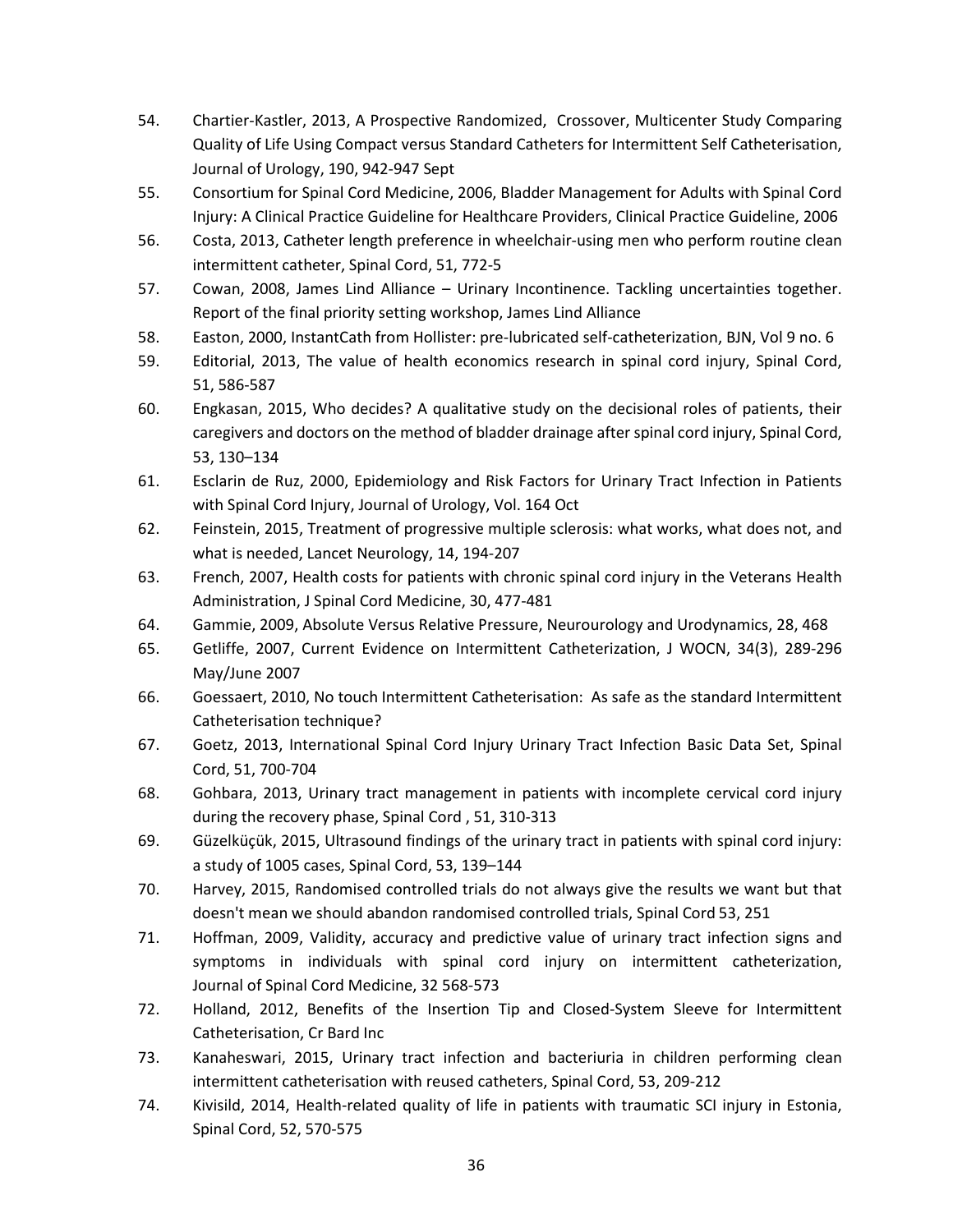54. Chartier-Kastler, 2013, A Prospective Randomized, Crossover, Multicenter Study Comparing Quality of Life Using Compact versus Standard Catheters for Intermittent Self Catheterisation, Journal of Urology, 190, 942-947 Sept
55. Consortium for Spinal Cord Medicine, 2006, Bladder Management for Adults with Spinal Cord Injury: A Clinical Practice Guideline for Healthcare Providers, Clinical Practice Guideline, 2006
56. Costa, 2013, Catheter length preference in wheelchair-using men who perform routine clean intermittent catheter, Spinal Cord, 51, 772-5
57. Cowan, 2008, James Lind Alliance – Urinary Incontinence. Tackling uncertainties together. Report of the final priority setting workshop, James Lind Alliance
58. Easton, 2000, InstantCath from Hollister: pre-lubricated self-catheterization, BJN, Vol 9 no. 6
59. Editorial, 2013, The value of health economics research in spinal cord injury, Spinal Cord, 51, 586-587
60. Engkasan, 2015, Who decides? A qualitative study on the decisional roles of patients, their caregivers and doctors on the method of bladder drainage after spinal cord injury, Spinal Cord, 53, 130–134
61. Esclarin de Ruz, 2000, Epidemiology and Risk Factors for Urinary Tract Infection in Patients with Spinal Cord Injury, Journal of Urology, Vol. 164 Oct
62. Feinstein, 2015, Treatment of progressive multiple sclerosis: what works, what does not, and what is needed, Lancet Neurology, 14, 194-207
63. French, 2007, Health costs for patients with chronic spinal cord injury in the Veterans Health Administration, J Spinal Cord Medicine, 30, 477-481
64. Gammie, 2009, Absolute Versus Relative Pressure, Neurourology and Urodynamics, 28, 468
65. Getliffe, 2007, Current Evidence on Intermittent Catheterization, J WOCN, 34(3), 289-296 May/June 2007
66. Goessaert, 2010, No touch Intermittent Catheterisation: As safe as the standard Intermittent Catheterisation technique?
67. Goetz, 2013, International Spinal Cord Injury Urinary Tract Infection Basic Data Set, Spinal Cord, 51, 700-704
68. Gohbara, 2013, Urinary tract management in patients with incomplete cervical cord injury during the recovery phase, Spinal Cord , 51, 310-313
69. Güzelküçük, 2015, Ultrasound findings of the urinary tract in patients with spinal cord injury: a study of 1005 cases, Spinal Cord, 53, 139–144
70. Harvey, 2015, Randomised controlled trials do not always give the results we want but that doesn't mean we should abandon randomised controlled trials, Spinal Cord 53, 251
71. Hoffman, 2009, Validity, accuracy and predictive value of urinary tract infection signs and symptoms in individuals with spinal cord injury on intermittent catheterization, Journal of Spinal Cord Medicine, 32 568-573
72. Holland, 2012, Benefits of the Insertion Tip and Closed-System Sleeve for Intermittent Catheterisation, Cr Bard Inc
73. Kanaheswari, 2015, Urinary tract infection and bacteriuria in children performing clean intermittent catheterisation with reused catheters, Spinal Cord, 53, 209-212
74. Kivisild, 2014, Health-related quality of life in patients with traumatic SCI injury in Estonia, Spinal Cord, 52, 570-575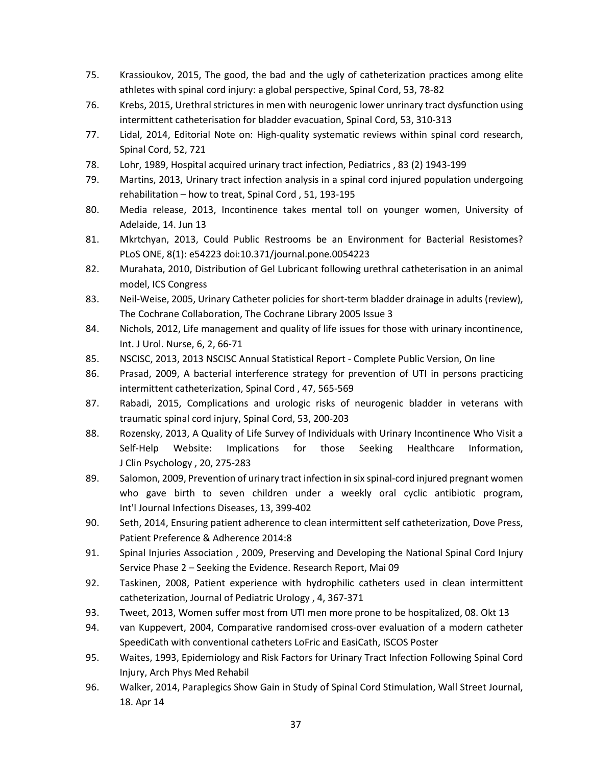75. Krassioukov, 2015, The good, the bad and the ugly of catheterization practices among elite athletes with spinal cord injury: a global perspective, Spinal Cord, 53, 78-82
76. Krebs, 2015, Urethral strictures in men with neurogenic lower unrinary tract dysfunction using intermittent catheterisation for bladder evacuation, Spinal Cord, 53, 310-313
77. Lidal, 2014, Editorial Note on: High-quality systematic reviews within spinal cord research, Spinal Cord, 52, 721
78. Lohr, 1989, Hospital acquired urinary tract infection, Pediatrics , 83 (2) 1943-199
79. Martins, 2013, Urinary tract infection analysis in a spinal cord injured population undergoing rehabilitation – how to treat, Spinal Cord , 51, 193-195
80. Media release, 2013, Incontinence takes mental toll on younger women, University of Adelaide, 14. Jun 13
81. Mkrtchyan, 2013, Could Public Restrooms be an Environment for Bacterial Resistomes? PLoS ONE, 8(1): e54223 doi:10.371/journal.pone.0054223
82. Murahata, 2010, Distribution of Gel Lubricant following urethral catheterisation in an animal model, ICS Congress
83. Neil-Weise, 2005, Urinary Catheter policies for short-term bladder drainage in adults (review), The Cochrane Collaboration, The Cochrane Library 2005 Issue 3
84. Nichols, 2012, Life management and quality of life issues for those with urinary incontinence, Int. J Urol. Nurse, 6, 2, 66-71
85. NSCISC, 2013, 2013 NSCISC Annual Statistical Report - Complete Public Version, On line
86. Prasad, 2009, A bacterial interference strategy for prevention of UTI in persons practicing intermittent catheterization, Spinal Cord , 47, 565-569
87. Rabadi, 2015, Complications and urologic risks of neurogenic bladder in veterans with traumatic spinal cord injury, Spinal Cord, 53, 200-203
88. Rozensky, 2013, A Quality of Life Survey of Individuals with Urinary Incontinence Who Visit a Self-Help Website: Implications for those Seeking Healthcare Information, J Clin Psychology , 20, 275-283
89. Salomon, 2009, Prevention of urinary tract infection in six spinal-cord injured pregnant women who gave birth to seven children under a weekly oral cyclic antibiotic program, Int'l Journal Infections Diseases, 13, 399-402
90. Seth, 2014, Ensuring patient adherence to clean intermittent self catheterization, Dove Press, Patient Preference & Adherence 2014:8
91. Spinal Injuries Association , 2009, Preserving and Developing the National Spinal Cord Injury Service Phase 2 – Seeking the Evidence. Research Report, Mai 09
92. Taskinen, 2008, Patient experience with hydrophilic catheters used in clean intermittent catheterization, Journal of Pediatric Urology , 4, 367-371
93. Tweet, 2013, Women suffer most from UTI men more prone to be hospitalized, 08. Okt 13
94. van Kuppevert, 2004, Comparative randomised cross-over evaluation of a modern catheter SpeediCath with conventional catheters LoFric and EasiCath, ISCOS Poster
95. Waites, 1993, Epidemiology and Risk Factors for Urinary Tract Infection Following Spinal Cord Injury, Arch Phys Med Rehabil
96. Walker, 2014, Paraplegics Show Gain in Study of Spinal Cord Stimulation, Wall Street Journal, 18. Apr 14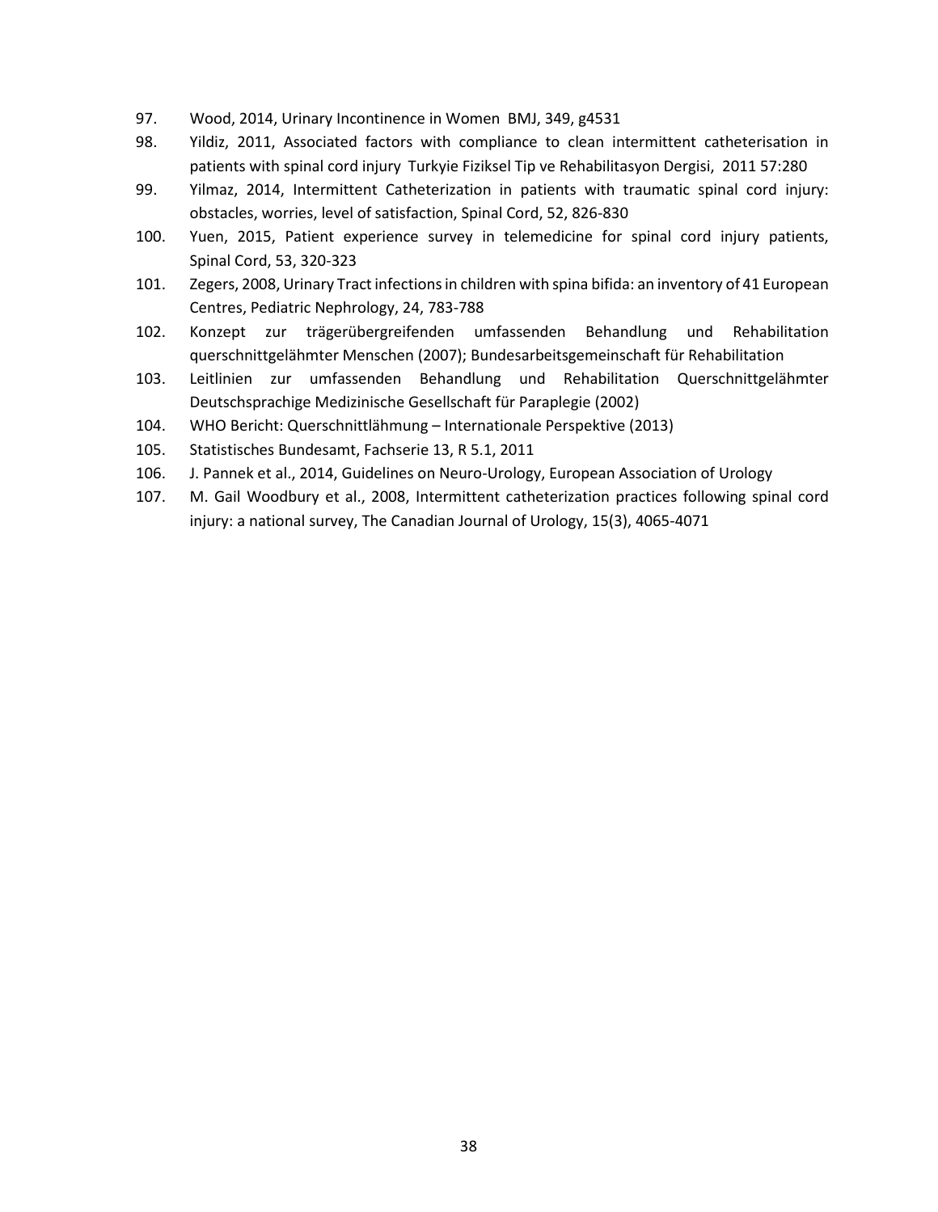97. Wood, 2014, Urinary Incontinence in Women BMJ, 349, g4531
98. Yildiz, 2011, Associated factors with compliance to clean intermittent catheterisation in patients with spinal cord injury Turkyie Fiziksel Tip ve Rehabilitasyon Dergisi, 2011 57:280
99. Yilmaz, 2014, Intermittent Catheterization in patients with traumatic spinal cord injury: obstacles, worries, level of satisfaction, Spinal Cord, 52, 826-830
100. Yuen, 2015, Patient experience survey in telemedicine for spinal cord injury patients, Spinal Cord, 53, 320-323
101. Zegers, 2008, Urinary Tract infections in children with spina bifida: an inventory of 41 European Centres, Pediatric Nephrology, 24, 783-788
102. Konzept zur trägerübergreifenden umfassenden Behandlung und Rehabilitation querschnittgelähmter Menschen (2007); Bundesarbeitsgemeinschaft für Rehabilitation
103. Leitlinien zur umfassenden Behandlung und Rehabilitation Querschnittgelähmter Deutschsprachige Medizinische Gesellschaft für Paraplegie (2002)
104. WHO Bericht: Querschnittlähmung – Internationale Perspektive (2013)
105. Statistisches Bundesamt, Fachserie 13, R 5.1, 2011
106. J. Pannek et al., 2014, Guidelines on Neuro-Urology, European Association of Urology
107. M. Gail Woodbury et al., 2008, Intermittent catheterization practices following spinal cord injury: a national survey, The Canadian Journal of Urology, 15(3), 4065-4071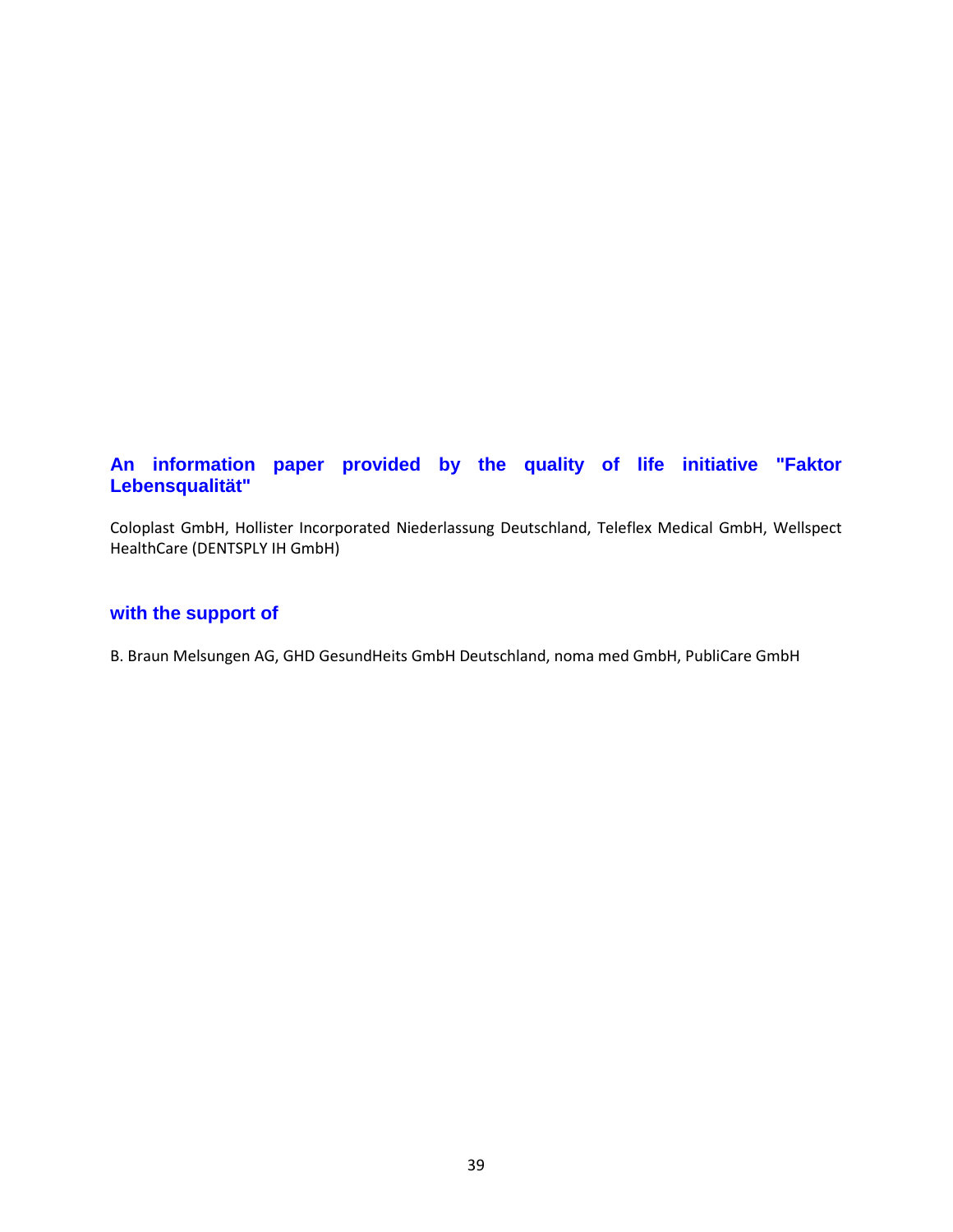**An information paper provided by the quality of life initiative "Faktor Lebensqualität"**

Coloplast GmbH, Hollister Incorporated Niederlassung Deutschland, Teleflex Medical GmbH, Wellspect HealthCare (DENTSPLY IH GmbH)

**with the support of**

B. Braun Melsungen AG, GHD GesundHeits GmbH Deutschland, noma med GmbH, PubliCare GmbH